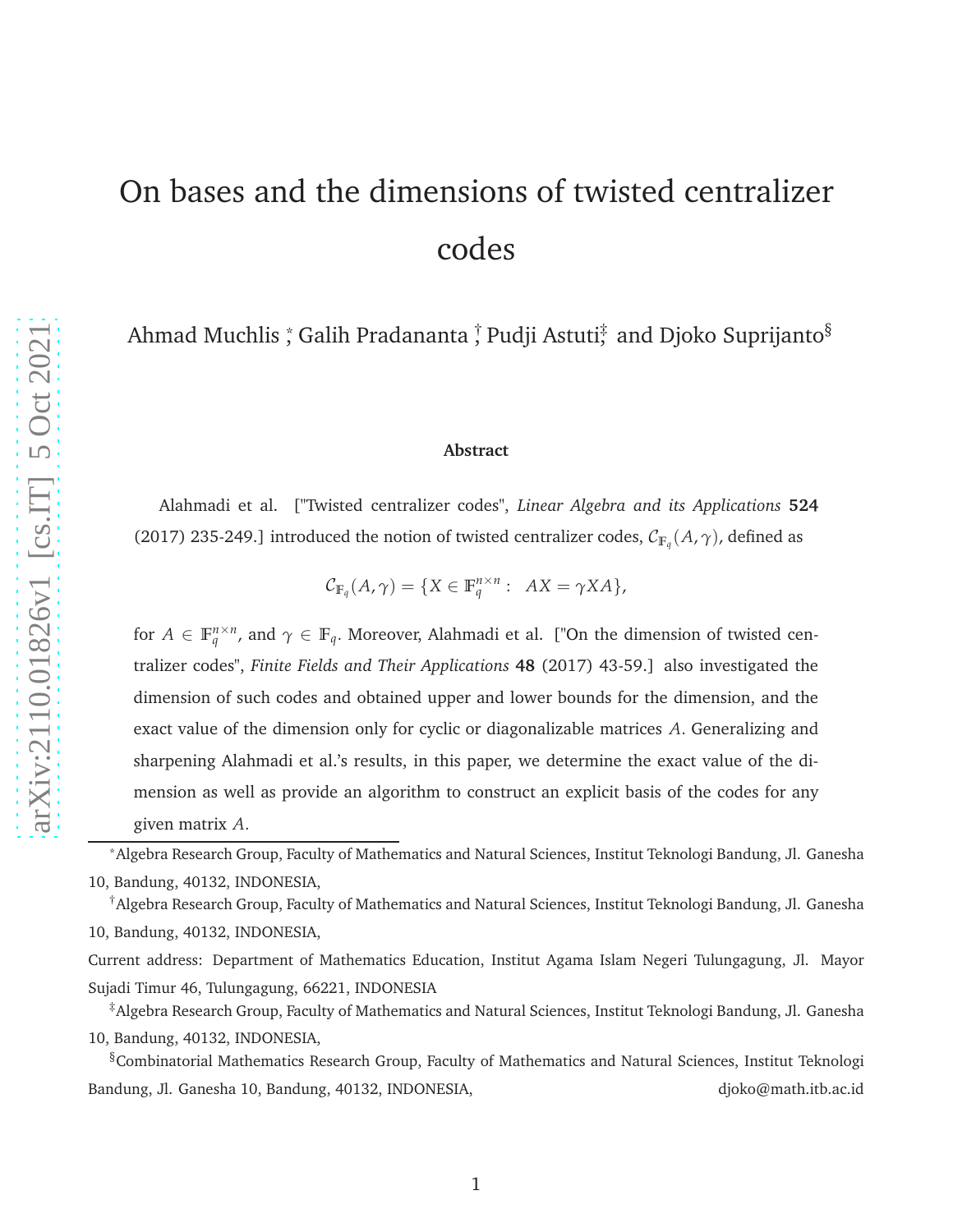# On bases and the dimensions of twisted centralizer codes

Ahmad Muchlis [*], Galih Pradananta [†], Pudji Astuti [‡], and Djoko Suprijanto [§]

### Abstract

Alahmadi et al. ["Twisted centralizer codes", *Linear Algebra and its Applications* **524** (2017) 235-249.] introduced the notion of twisted centralizer codes, $\mathcal{C}_{\mathbb{F}_q}(A, \gamma)$, defined as

$$\mathcal{C}_{\mathbb{F}_q}(A, \gamma) = \{X \in \mathbb{F}_q^{n \times n} : \ AX = \gamma XA\},$$

for $A \in \mathbb{F}_q^{n \times n}$, and $\gamma \in \mathbb{F}_q$. Moreover, Alahmadi et al. ["On the dimension of twisted centralizer codes", *Finite Fields and Their Applications* **48** (2017) 43-59.] also investigated the dimension of such codes and obtained upper and lower bounds for the dimension, and the exact value of the dimension only for cyclic or diagonalizable matrices $A$. Generalizing and sharpening Alahmadi et al.'s results, in this paper, we determine the exact value of the dimension as well as provide an algorithm to construct an explicit basis of the codes for any given matrix $A$.

---

[*] Algebra Research Group, Faculty of Mathematics and Natural Sciences, Institut Teknologi Bandung, Jl. Ganesha 10, Bandung, 40132, INDONESIA,

[†] Algebra Research Group, Faculty of Mathematics and Natural Sciences, Institut Teknologi Bandung, Jl. Ganesha 10, Bandung, 40132, INDONESIA,

Current address: Department of Mathematics Education, Institut Agama Islam Negeri Tulungagung, Jl. Mayor Sujadi Timur 46, Tulungagung, 66221, INDONESIA

[‡] Algebra Research Group, Faculty of Mathematics and Natural Sciences, Institut Teknologi Bandung, Jl. Ganesha 10, Bandung, 40132, INDONESIA,

[§] Combinatorial Mathematics Research Group, Faculty of Mathematics and Natural Sciences, Institut Teknologi Bandung, Jl. Ganesha 10, Bandung, 40132, INDONESIA, djoko@math.itb.ac.id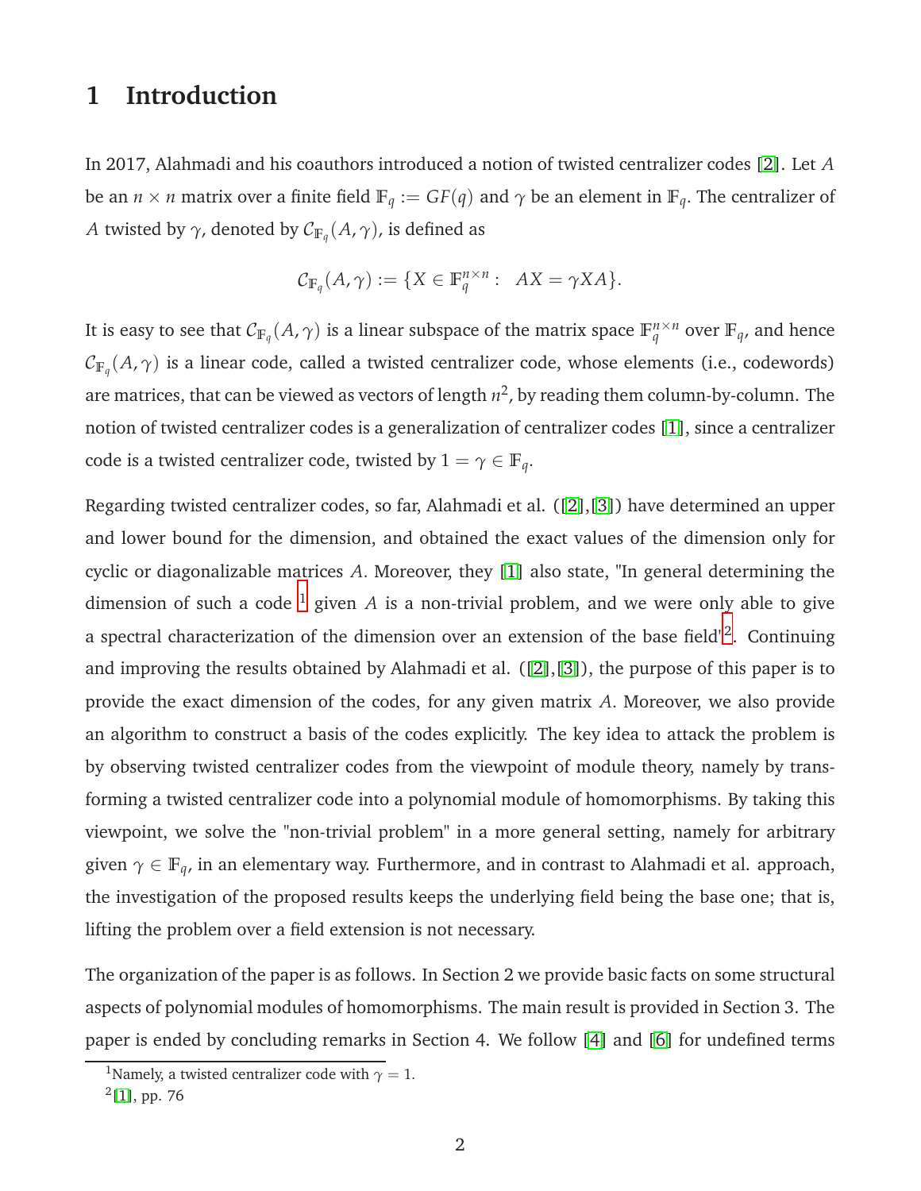# 1 Introduction

In 2017, Alahmadi and his coauthors introduced a notion of twisted centralizer codes [2]. Let $A$ be an $n \times n$ matrix over a finite field $\mathbb{F}_q := GF(q)$ and $\gamma$ be an element in $\mathbb{F}_q$. The centralizer of $A$ twisted by $\gamma$, denoted by $\mathcal{C}_{\mathbb{F}_q}(A, \gamma)$, is defined as

$$\mathcal{C}_{\mathbb{F}_q}(A, \gamma) := \{X \in \mathbb{F}_q^{n\times n} : \ AX = \gamma XA\}.$$

It is easy to see that $\mathcal{C}_{\mathbb{F}_q}(A, \gamma)$ is a linear subspace of the matrix space $\mathbb{F}_q^{n\times n}$ over $\mathbb{F}_q$, and hence $\mathcal{C}_{\mathbb{F}_q}(A, \gamma)$ is a linear code, called a twisted centralizer code, whose elements (i.e., codewords) are matrices, that can be viewed as vectors of length $n^2$, by reading them column-by-column. The notion of twisted centralizer codes is a generalization of centralizer codes [1], since a centralizer code is a twisted centralizer code, twisted by $1 = \gamma \in \mathbb{F}_q$.

Regarding twisted centralizer codes, so far, Alahmadi et al. ([2],[3]) have determined an upper and lower bound for the dimension, and obtained the exact values of the dimension only for cyclic or diagonalizable matrices $A$. Moreover, they [1] also state, "In general determining the dimension of such a code [1] given $A$ is a non-trivial problem, and we were only able to give a spectral characterization of the dimension over an extension of the base field"[2]. Continuing and improving the results obtained by Alahmadi et al. ([2],[3]), the purpose of this paper is to provide the exact dimension of the codes, for any given matrix $A$. Moreover, we also provide an algorithm to construct a basis of the codes explicitly. The key idea to attack the problem is by observing twisted centralizer codes from the viewpoint of module theory, namely by transforming a twisted centralizer code into a polynomial module of homomorphisms. By taking this viewpoint, we solve the "non-trivial problem" in a more general setting, namely for arbitrary given $\gamma \in \mathbb{F}_q$, in an elementary way. Furthermore, and in contrast to Alahmadi et al. approach, the investigation of the proposed results keeps the underlying field being the base one; that is, lifting the problem over a field extension is not necessary.

The organization of the paper is as follows. In Section 2 we provide basic facts on some structural aspects of polynomial modules of homomorphisms. The main result is provided in Section 3. The paper is ended by concluding remarks in Section 4. We follow [4] and [6] for undefined terms

[1] Namely, a twisted centralizer code with $\gamma = 1$.

[2] [1], pp. 76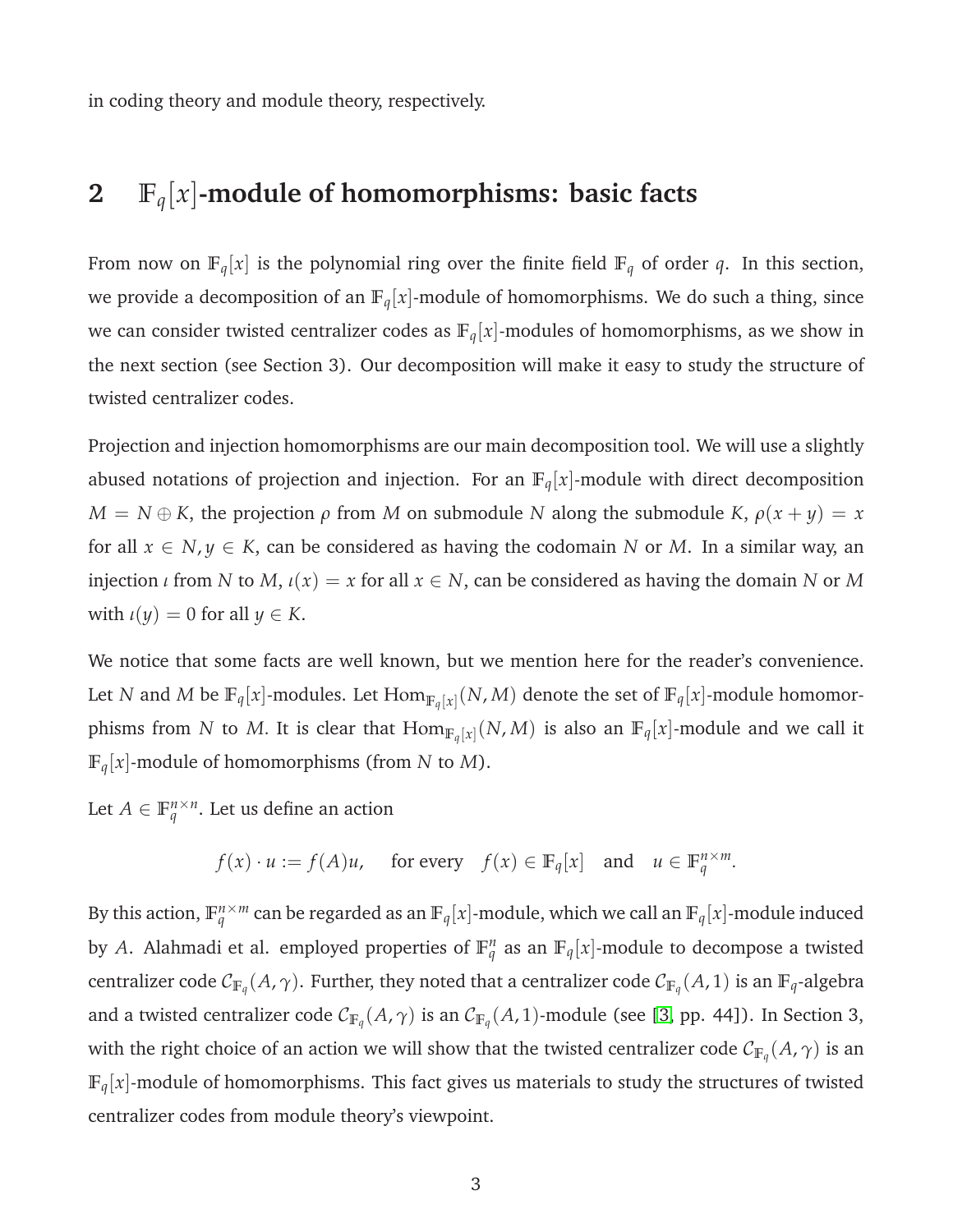in coding theory and module theory, respectively.

## 2 $\mathbb{F}_q[x]$-module of homomorphisms: basic facts

From now on $\mathbb{F}_q[x]$ is the polynomial ring over the finite field $\mathbb{F}_q$ of order $q$. In this section, we provide a decomposition of an $\mathbb{F}_q[x]$-module of homomorphisms. We do such a thing, since we can consider twisted centralizer codes as $\mathbb{F}_q[x]$-modules of homomorphisms, as we show in the next section (see Section 3). Our decomposition will make it easy to study the structure of twisted centralizer codes.

Projection and injection homomorphisms are our main decomposition tool. We will use a slightly abused notations of projection and injection. For an $\mathbb{F}_q[x]$-module with direct decomposition $M = N \oplus K$, the projection $\rho$ from $M$ on submodule $N$ along the submodule $K$, $\rho(x+y) = x$ for all $x \in N, y \in K$, can be considered as having the codomain $N$ or $M$. In a similar way, an injection $\iota$ from $N$ to $M$, $\iota(x) = x$ for all $x \in N$, can be considered as having the domain $N$ or $M$ with $\iota(y) = 0$ for all $y \in K$.

We notice that some facts are well known, but we mention here for the reader's convenience. Let $N$ and $M$ be $\mathbb{F}_q[x]$-modules. Let $\mathrm{Hom}_{\mathbb{F}_q[x]}(N, M)$ denote the set of $\mathbb{F}_q[x]$-module homomorphisms from $N$ to $M$. It is clear that $\mathrm{Hom}_{\mathbb{F}_q[x]}(N, M)$ is also an $\mathbb{F}_q[x]$-module and we call it $\mathbb{F}_q[x]$-module of homomorphisms (from $N$ to $M$).

Let $A \in \mathbb{F}_q^{n\times n}$. Let us define an action

$$f(x) \cdot u := f(A)u, \quad \text{for every} \quad f(x) \in \mathbb{F}_q[x] \quad \text{and} \quad u \in \mathbb{F}_q^{n\times m}.$$

By this action, $\mathbb{F}_q^{n\times m}$ can be regarded as an $\mathbb{F}_q[x]$-module, which we call an $\mathbb{F}_q[x]$-module induced by $A$. Alahmadi et al. employed properties of $\mathbb{F}_q^n$ as an $\mathbb{F}_q[x]$-module to decompose a twisted centralizer code $\mathcal{C}_{\mathbb{F}_q}(A, \gamma)$. Further, they noted that a centralizer code $\mathcal{C}_{\mathbb{F}_q}(A, 1)$ is an $\mathbb{F}_q$-algebra and a twisted centralizer code $\mathcal{C}_{\mathbb{F}_q}(A, \gamma)$ is an $\mathcal{C}_{\mathbb{F}_q}(A, 1)$-module (see [3, pp. 44]). In Section 3, with the right choice of an action we will show that the twisted centralizer code $\mathcal{C}_{\mathbb{F}_q}(A, \gamma)$ is an $\mathbb{F}_q[x]$-module of homomorphisms. This fact gives us materials to study the structures of twisted centralizer codes from module theory's viewpoint.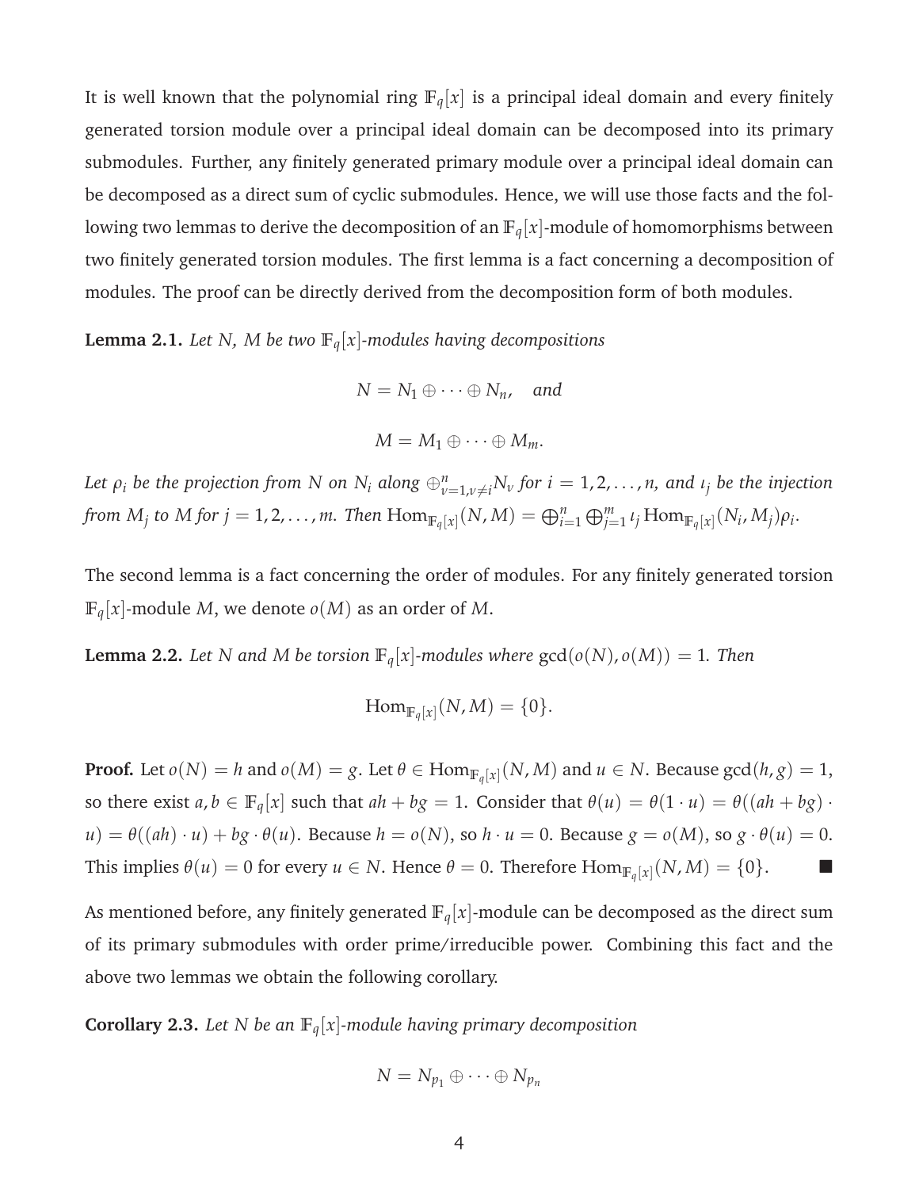It is well known that the polynomial ring $\mathbb{F}_q[x]$ is a principal ideal domain and every finitely generated torsion module over a principal ideal domain can be decomposed into its primary submodules. Further, any finitely generated primary module over a principal ideal domain can be decomposed as a direct sum of cyclic submodules. Hence, we will use those facts and the following two lemmas to derive the decomposition of an $\mathbb{F}_q[x]$-module of homomorphisms between two finitely generated torsion modules. The first lemma is a fact concerning a decomposition of modules. The proof can be directly derived from the decomposition form of both modules.

**Lemma 2.1.** *Let $N$, $M$ be two $\mathbb{F}_q[x]$-modules having decompositions*

$$N = N_1 \oplus \cdots \oplus N_n, \quad \textit{and}$$

$$M = M_1 \oplus \cdots \oplus M_m.$$

*Let $\rho_i$ be the projection from $N$ on $N_i$ along $\oplus_{\nu=1,\nu\neq i}^{n} N_\nu$ for $i = 1, 2, \ldots, n$, and $\iota_j$ be the injection from $M_j$ to $M$ for $j = 1, 2, \ldots, m$. Then $\mathrm{Hom}_{\mathbb{F}_q[x]}(N, M) = \bigoplus_{i=1}^{n} \bigoplus_{j=1}^{m} \iota_j \mathrm{Hom}_{\mathbb{F}_q[x]}(N_i, M_j)\rho_i$.*

The second lemma is a fact concerning the order of modules. For any finitely generated torsion $\mathbb{F}_q[x]$-module $M$, we denote $o(M)$ as an order of $M$.

**Lemma 2.2.** *Let $N$ and $M$ be torsion $\mathbb{F}_q[x]$-modules where $\gcd(o(N), o(M)) = 1$. Then*

$$\mathrm{Hom}_{\mathbb{F}_q[x]}(N, M) = \{0\}.$$

**Proof.** Let $o(N) = h$ and $o(M) = g$. Let $\theta \in \mathrm{Hom}_{\mathbb{F}_q[x]}(N, M)$ and $u \in N$. Because $\gcd(h, g) = 1$, so there exist $a, b \in \mathbb{F}_q[x]$ such that $ah + bg = 1$. Consider that $\theta(u) = \theta(1 \cdot u) = \theta((ah + bg) \cdot u) = \theta((ah) \cdot u) + bg \cdot \theta(u)$. Because $h = o(N)$, so $h \cdot u = 0$. Because $g = o(M)$, so $g \cdot \theta(u) = 0$. This implies $\theta(u) = 0$ for every $u \in N$. Hence $\theta = 0$. Therefore $\mathrm{Hom}_{\mathbb{F}_q[x]}(N, M) = \{0\}$. ∎

As mentioned before, any finitely generated $\mathbb{F}_q[x]$-module can be decomposed as the direct sum of its primary submodules with order prime/irreducible power. Combining this fact and the above two lemmas we obtain the following corollary.

**Corollary 2.3.** *Let $N$ be an $\mathbb{F}_q[x]$-module having primary decomposition*

$$N = N_{p_1} \oplus \cdots \oplus N_{p_n}$$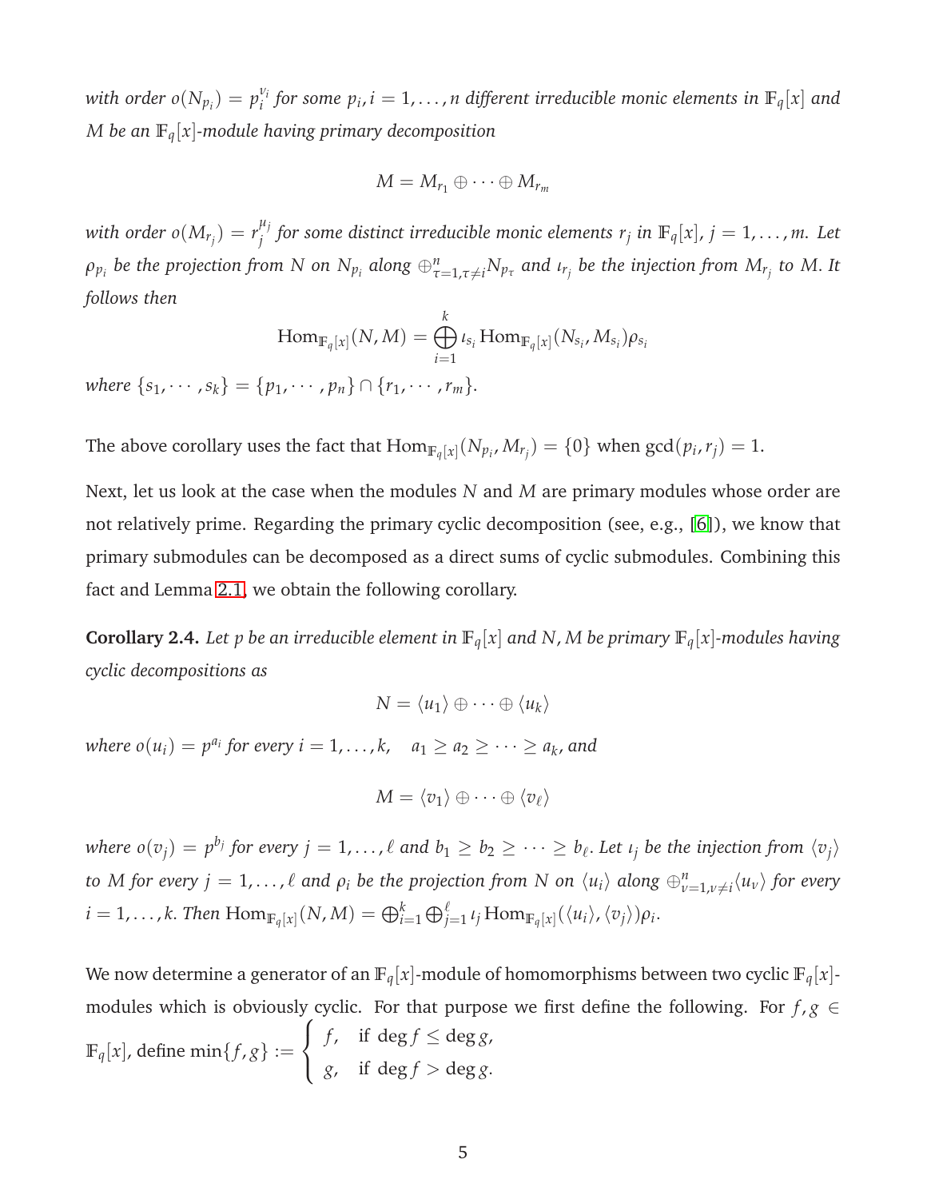*with order $o(N_{p_i}) = p_i^{\nu_i}$ for some $p_i, i = 1, \ldots, n$ different irreducible monic elements in $\mathbb{F}_q[x]$ and $M$ be an $\mathbb{F}_q[x]$-module having primary decomposition*

$$M = M_{r_1} \oplus \cdots \oplus M_{r_m}$$

*with order $o(M_{r_j}) = r_j^{\mu_j}$ for some distinct irreducible monic elements $r_j$ in $\mathbb{F}_q[x]$, $j = 1, \ldots, m$. Let $\rho_{p_i}$ be the projection from $N$ on $N_{p_i}$ along $\oplus_{\tau=1,\tau\neq i}^{n} N_{p_\tau}$ and $\iota_{r_j}$ be the injection from $M_{r_j}$ to $M$. It follows then*

$$\mathrm{Hom}_{\mathbb{F}_q[x]}(N, M) = \bigoplus_{i=1}^{k} \iota_{s_i} \mathrm{Hom}_{\mathbb{F}_q[x]}(N_{s_i}, M_{s_i}) \rho_{s_i}$$

*where $\{s_1, \cdots, s_k\} = \{p_1, \cdots, p_n\} \cap \{r_1, \cdots, r_m\}$.*

The above corollary uses the fact that $\mathrm{Hom}_{\mathbb{F}_q[x]}(N_{p_i}, M_{r_j}) = \{0\}$ when $\gcd(p_i, r_j) = 1$.

Next, let us look at the case when the modules $N$ and $M$ are primary modules whose order are not relatively prime. Regarding the primary cyclic decomposition (see, e.g., [6]), we know that primary submodules can be decomposed as a direct sums of cyclic submodules. Combining this fact and Lemma 2.1, we obtain the following corollary.

**Corollary 2.4.** *Let $p$ be an irreducible element in $\mathbb{F}_q[x]$ and $N, M$ be primary $\mathbb{F}_q[x]$-modules having cyclic decompositions as*

$$N = \langle u_1 \rangle \oplus \cdots \oplus \langle u_k \rangle$$

*where $o(u_i) = p^{a_i}$ for every $i = 1, \ldots, k, \quad a_1 \geq a_2 \geq \cdots \geq a_k$, and*

$$M = \langle v_1 \rangle \oplus \cdots \oplus \langle v_\ell \rangle$$

*where $o(v_j) = p^{b_j}$ for every $j = 1, \ldots, \ell$ and $b_1 \geq b_2 \geq \cdots \geq b_\ell$. Let $\iota_j$ be the injection from $\langle v_j \rangle$ to $M$ for every $j = 1, \ldots, \ell$ and $\rho_i$ be the projection from $N$ on $\langle u_i \rangle$ along $\oplus_{\nu=1,\nu\neq i}^{n} \langle u_\nu \rangle$ for every $i = 1, \ldots, k$. Then $\mathrm{Hom}_{\mathbb{F}_q[x]}(N, M) = \bigoplus_{i=1}^{k} \bigoplus_{j=1}^{\ell} \iota_j \mathrm{Hom}_{\mathbb{F}_q[x]}(\langle u_i \rangle, \langle v_j \rangle) \rho_i$.*

We now determine a generator of an $\mathbb{F}_q[x]$-module of homomorphisms between two cyclic $\mathbb{F}_q[x]$-modules which is obviously cyclic. For that purpose we first define the following. For $f, g \in \mathbb{F}_q[x]$, define $\min\{f, g\} := \begin{cases} f, & \text{if } \deg f \leq \deg g, \\ g, & \text{if } \deg f > \deg g. \end{cases}$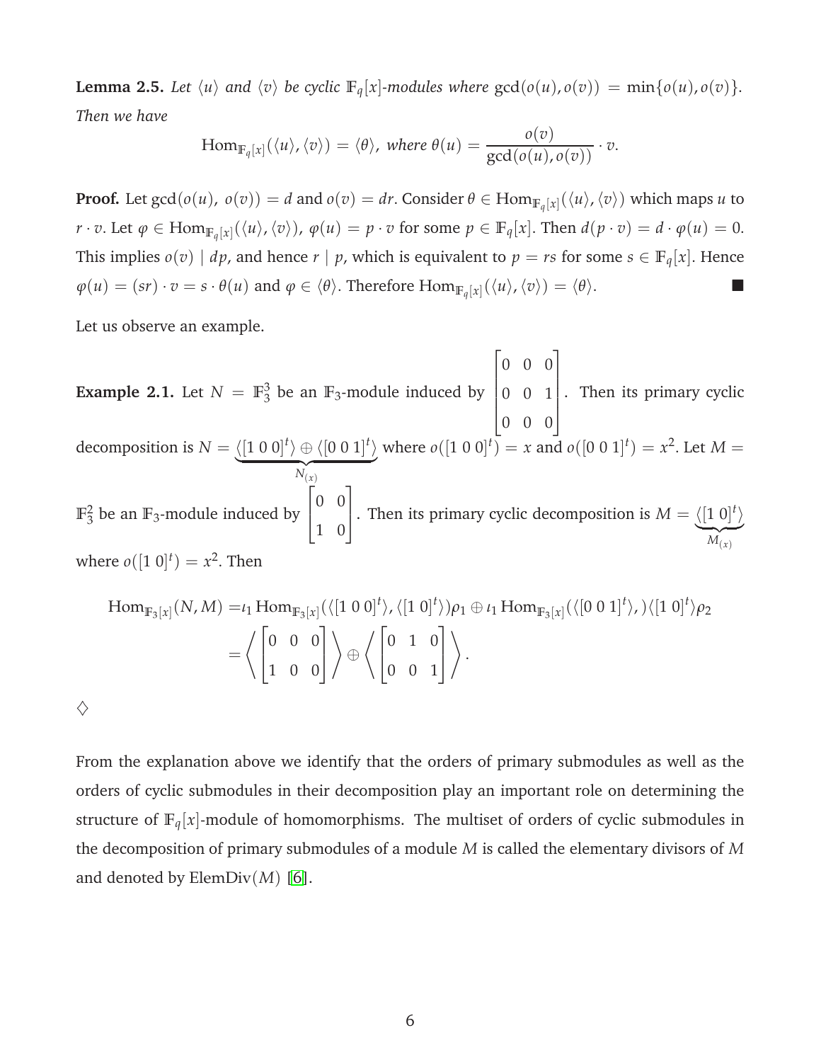**Lemma 2.5.** *Let $\langle u \rangle$ and $\langle v \rangle$ be cyclic $\mathbb{F}_q[x]$-modules where $\gcd(o(u), o(v)) = \min\{o(u), o(v)\}$. Then we have*

$$\operatorname{Hom}_{\mathbb{F}_q[x]}(\langle u \rangle, \langle v \rangle) = \langle \theta \rangle, \text{ where } \theta(u) = \frac{o(v)}{\gcd(o(u), o(v))} \cdot v.$$

**Proof.** Let $\gcd(o(u),\ o(v)) = d$ and $o(v) = dr$. Consider $\theta \in \operatorname{Hom}_{\mathbb{F}_q[x]}(\langle u \rangle, \langle v \rangle)$ which maps $u$ to $r \cdot v$. Let $\varphi \in \operatorname{Hom}_{\mathbb{F}_q[x]}(\langle u \rangle, \langle v \rangle)$, $\varphi(u) = p \cdot v$ for some $p \in \mathbb{F}_q[x]$. Then $d(p \cdot v) = d \cdot \varphi(u) = 0$. This implies $o(v) \mid dp$, and hence $r \mid p$, which is equivalent to $p = rs$ for some $s \in \mathbb{F}_q[x]$. Hence $\varphi(u) = (sr) \cdot v = s \cdot \theta(u)$ and $\varphi \in \langle \theta \rangle$. Therefore $\operatorname{Hom}_{\mathbb{F}_q[x]}(\langle u \rangle, \langle v \rangle) = \langle \theta \rangle$. ■

Let us observe an example.

**Example 2.1.** Let $N = \mathbb{F}_3^3$ be an $\mathbb{F}_3$-module induced by $\begin{bmatrix} 0 & 0 & 0 \\ 0 & 0 & 1 \\ 0 & 0 & 0 \end{bmatrix}$. Then its primary cyclic decomposition is $N = \underbrace{\langle [1\ 0\ 0]^t \rangle \oplus \langle [0\ 0\ 1]^t \rangle}_{N_{(x)}}$ where $o([1\ 0\ 0]^t) = x$ and $o([0\ 0\ 1]^t) = x^2$. Let $M = \mathbb{F}_3^2$ be an $\mathbb{F}_3$-module induced by $\begin{bmatrix} 0 & 0 \\ 1 & 0 \end{bmatrix}$. Then its primary cyclic decomposition is $M = \underbrace{\langle [1\ 0]^t \rangle}_{M_{(x)}}$ where $o([1\ 0]^t) = x^2$. Then

$$\begin{aligned}
\operatorname{Hom}_{\mathbb{F}_3[x]}(N, M) &= \iota_1 \operatorname{Hom}_{\mathbb{F}_3[x]}(\langle [1\ 0\ 0]^t \rangle, \langle [1\ 0]^t \rangle)\rho_1 \oplus \iota_1 \operatorname{Hom}_{\mathbb{F}_3[x]}(\langle [0\ 0\ 1]^t \rangle, ) \langle [1\ 0]^t \rangle \rho_2 \\
&= \left\langle \begin{bmatrix} 0 & 0 & 0 \\ 1 & 0 & 0 \end{bmatrix} \right\rangle \oplus \left\langle \begin{bmatrix} 0 & 1 & 0 \\ 0 & 0 & 1 \end{bmatrix} \right\rangle.
\end{aligned}$$

♢

From the explanation above we identify that the orders of primary submodules as well as the orders of cyclic submodules in their decomposition play an important role on determining the structure of $\mathbb{F}_q[x]$-module of homomorphisms. The multiset of orders of cyclic submodules in the decomposition of primary submodules of a module $M$ is called the elementary divisors of $M$ and denoted by $\operatorname{ElemDiv}(M)$ [6].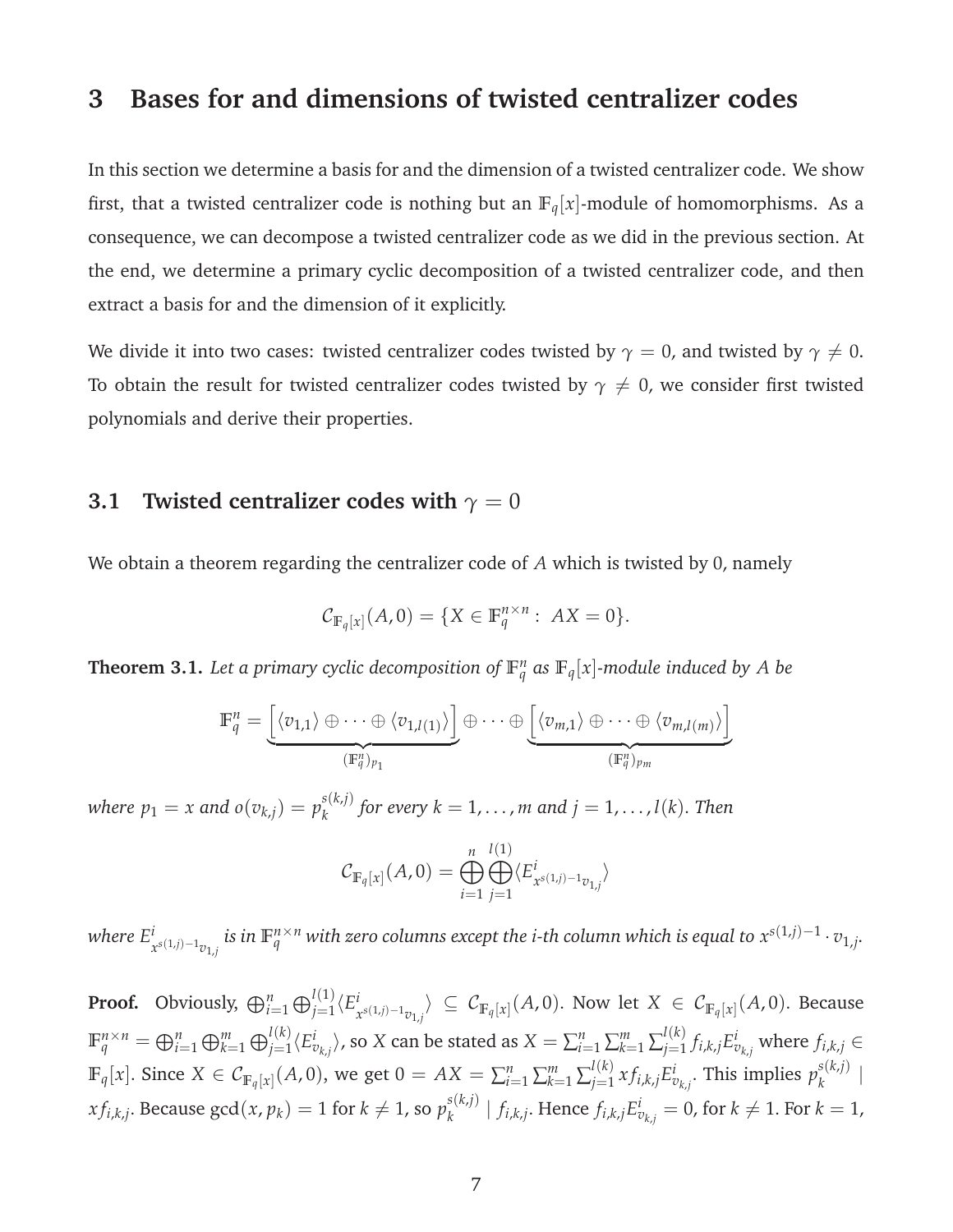# 3 Bases for and dimensions of twisted centralizer codes

In this section we determine a basis for and the dimension of a twisted centralizer code. We show first, that a twisted centralizer code is nothing but an $\mathbb{F}_q[x]$-module of homomorphisms. As a consequence, we can decompose a twisted centralizer code as we did in the previous section. At the end, we determine a primary cyclic decomposition of a twisted centralizer code, and then extract a basis for and the dimension of it explicitly.

We divide it into two cases: twisted centralizer codes twisted by $\gamma = 0$, and twisted by $\gamma \neq 0$. To obtain the result for twisted centralizer codes twisted by $\gamma \neq 0$, we consider first twisted polynomials and derive their properties.

## 3.1 Twisted centralizer codes with $\gamma = 0$

We obtain a theorem regarding the centralizer code of $A$ which is twisted by 0, namely

$$\mathcal{C}_{\mathbb{F}_q[x]}(A, 0) = \{X \in \mathbb{F}_q^{n\times n} : \; AX = 0\}.$$

**Theorem 3.1.** *Let a primary cyclic decomposition of $\mathbb{F}_q^n$ as $\mathbb{F}_q[x]$-module induced by $A$ be*

$$\mathbb{F}_q^n = \underbrace{\Big[\langle v_{1,1}\rangle \oplus \cdots \oplus \langle v_{1,l(1)}\rangle\Big]}_{(\mathbb{F}_q^n)_{p_1}} \oplus \cdots \oplus \underbrace{\Big[\langle v_{m,1}\rangle \oplus \cdots \oplus \langle v_{m,l(m)}\rangle\Big]}_{(\mathbb{F}_q^n)_{p_m}}$$

*where $p_1 = x$ and $o(v_{k,j}) = p_k^{s(k,j)}$ for every $k = 1, \ldots, m$ and $j = 1, \ldots, l(k)$. Then*

$$\mathcal{C}_{\mathbb{F}_q[x]}(A, 0) = \bigoplus_{i=1}^{n} \bigoplus_{j=1}^{l(1)} \langle E^i_{x^{s(1,j)-1}v_{1,j}} \rangle$$

*where $E^i_{x^{s(1,j)-1}v_{1,j}}$ is in $\mathbb{F}_q^{n\times n}$ with zero columns except the $i$-th column which is equal to $x^{s(1,j)-1} \cdot v_{1,j}$.*

**Proof.** Obviously, $\bigoplus_{i=1}^{n} \bigoplus_{j=1}^{l(1)} \langle E^i_{x^{s(1,j)-1}v_{1,j}} \rangle \subseteq \mathcal{C}_{\mathbb{F}_q[x]}(A, 0)$. Now let $X \in \mathcal{C}_{\mathbb{F}_q[x]}(A, 0)$. Because $\mathbb{F}_q^{n\times n} = \bigoplus_{i=1}^{n} \bigoplus_{k=1}^{m} \bigoplus_{j=1}^{l(k)} \langle E^i_{v_{k,j}} \rangle$, so $X$ can be stated as $X = \sum_{i=1}^{n} \sum_{k=1}^{m} \sum_{j=1}^{l(k)} f_{i,k,j} E^i_{v_{k,j}}$ where $f_{i,k,j} \in \mathbb{F}_q[x]$. Since $X \in \mathcal{C}_{\mathbb{F}_q[x]}(A, 0)$, we get $0 = AX = \sum_{i=1}^{n} \sum_{k=1}^{m} \sum_{j=1}^{l(k)} x f_{i,k,j} E^i_{v_{k,j}}$. This implies $p_k^{s(k,j)} \mid x f_{i,k,j}$. Because $\gcd(x, p_k) = 1$ for $k \neq 1$, so $p_k^{s(k,j)} \mid f_{i,k,j}$. Hence $f_{i,k,j} E^i_{v_{k,j}} = 0$, for $k \neq 1$. For $k = 1$,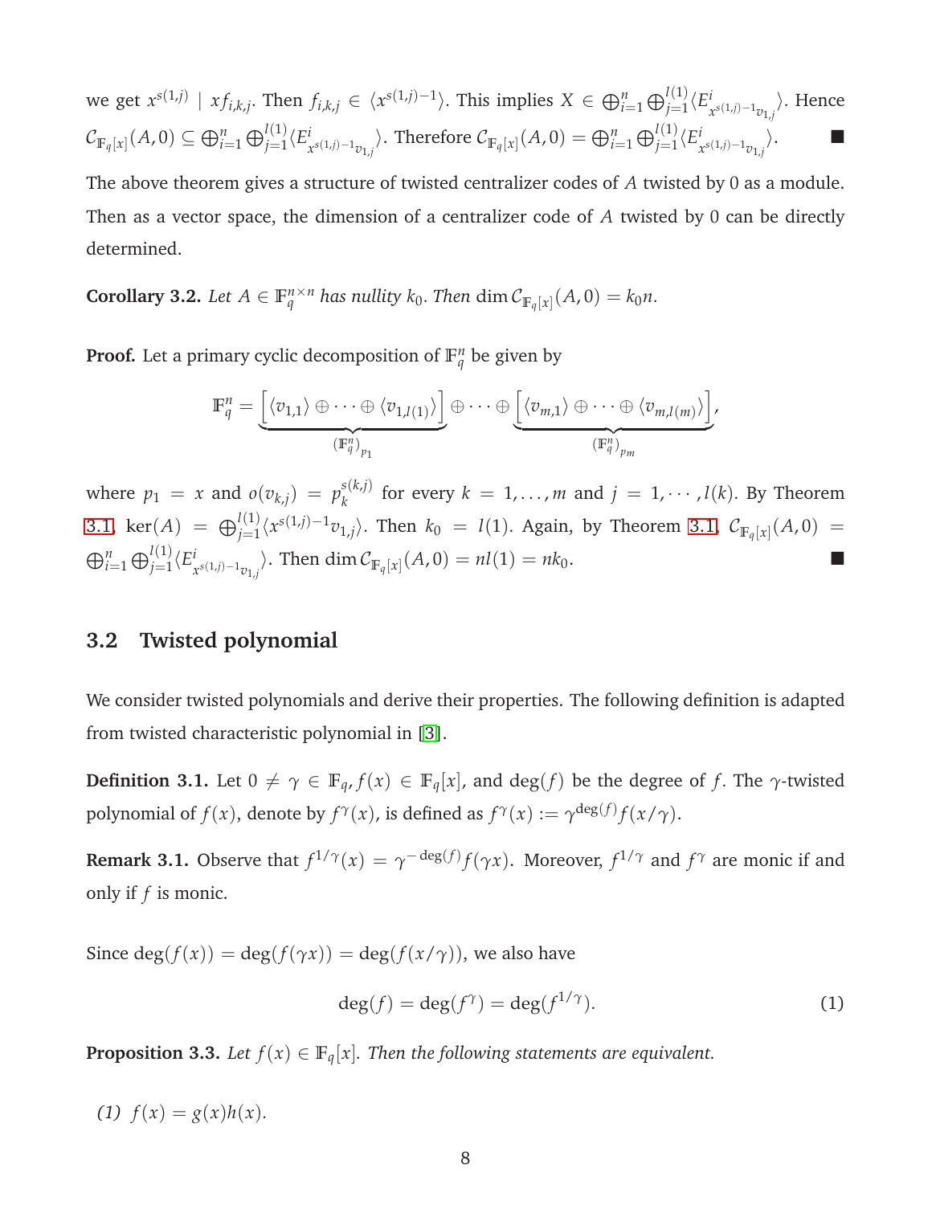we get $x^{s(1,j)} \mid xf_{i,k,j}$. Then $f_{i,k,j} \in \langle x^{s(1,j)-1} \rangle$. This implies $X \in \bigoplus_{i=1}^{n} \bigoplus_{j=1}^{l(1)} \langle E^{i}_{x^{s(1,j)-1}v_{1,j}} \rangle$. Hence $\mathcal{C}_{\mathbb{F}_q[x]}(A, 0) \subseteq \bigoplus_{i=1}^{n} \bigoplus_{j=1}^{l(1)} \langle E^{i}_{x^{s(1,j)-1}v_{1,j}} \rangle$. Therefore $\mathcal{C}_{\mathbb{F}_q[x]}(A, 0) = \bigoplus_{i=1}^{n} \bigoplus_{j=1}^{l(1)} \langle E^{i}_{x^{s(1,j)-1}v_{1,j}} \rangle$. ∎

The above theorem gives a structure of twisted centralizer codes of $A$ twisted by 0 as a module. Then as a vector space, the dimension of a centralizer code of $A$ twisted by 0 can be directly determined.

**Corollary 3.2.** *Let $A \in \mathbb{F}_q^{n \times n}$ has nullity $k_0$. Then $\dim \mathcal{C}_{\mathbb{F}_q[x]}(A, 0) = k_0 n$.*

**Proof.** Let a primary cyclic decomposition of $\mathbb{F}_q^n$ be given by

$$\mathbb{F}_q^n = \underbrace{\left[\langle v_{1,1} \rangle \oplus \cdots \oplus \langle v_{1,l(1)} \rangle\right]}_{(\mathbb{F}_q^n)_{p_1}} \oplus \cdots \oplus \underbrace{\left[\langle v_{m,1} \rangle \oplus \cdots \oplus \langle v_{m,l(m)} \rangle\right]}_{(\mathbb{F}_q^n)_{p_m}},$$

where $p_1 = x$ and $o(v_{k,j}) = p_k^{s(k,j)}$ for every $k = 1, \ldots, m$ and $j = 1, \cdots, l(k)$. By Theorem 3.1, $\ker(A) = \bigoplus_{j=1}^{l(1)} \langle x^{s(1,j)-1} v_{1,j} \rangle$. Then $k_0 = l(1)$. Again, by Theorem 3.1, $\mathcal{C}_{\mathbb{F}_q[x]}(A, 0) = \bigoplus_{i=1}^{n} \bigoplus_{j=1}^{l(1)} \langle E^{i}_{x^{s(1,j)-1}v_{1,j}} \rangle$. Then $\dim \mathcal{C}_{\mathbb{F}_q[x]}(A, 0) = nl(1) = nk_0$. ∎

### 3.2 Twisted polynomial

We consider twisted polynomials and derive their properties. The following definition is adapted from twisted characteristic polynomial in [3].

**Definition 3.1.** Let $0 \neq \gamma \in \mathbb{F}_q$, $f(x) \in \mathbb{F}_q[x]$, and $\deg(f)$ be the degree of $f$. The $\gamma$-twisted polynomial of $f(x)$, denote by $f^{\gamma}(x)$, is defined as $f^{\gamma}(x) := \gamma^{\deg(f)} f(x/\gamma)$.

**Remark 3.1.** Observe that $f^{1/\gamma}(x) = \gamma^{-\deg(f)} f(\gamma x)$. Moreover, $f^{1/\gamma}$ and $f^{\gamma}$ are monic if and only if $f$ is monic.

Since $\deg(f(x)) = \deg(f(\gamma x)) = \deg(f(x/\gamma))$, we also have

$$\deg(f) = \deg(f^{\gamma}) = \deg(f^{1/\gamma}). \tag{1}$$

**Proposition 3.3.** *Let $f(x) \in \mathbb{F}_q[x]$. Then the following statements are equivalent.*

*(1)* $f(x) = g(x)h(x)$.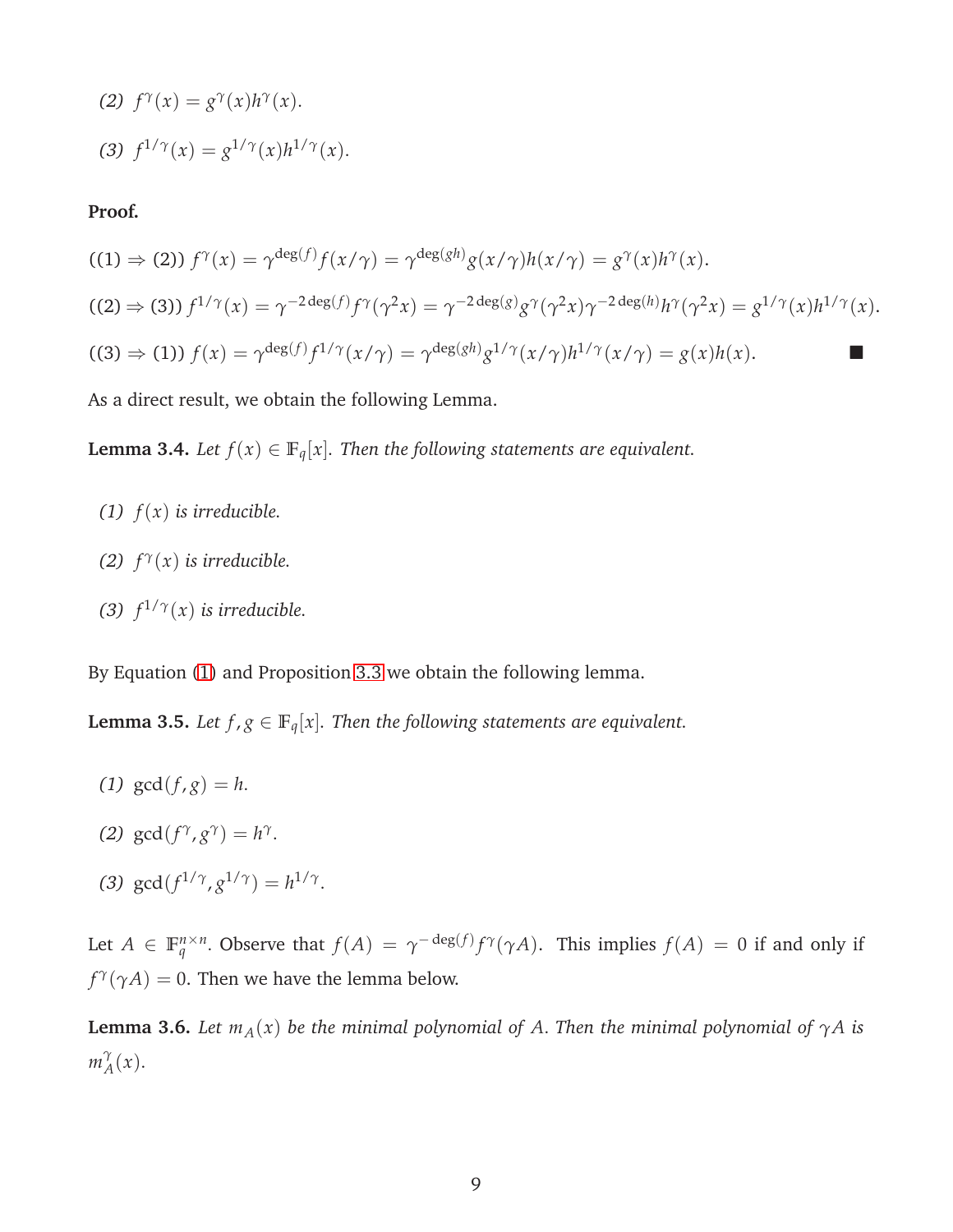(2) $f^{\gamma}(x) = g^{\gamma}(x)h^{\gamma}(x)$.

(3) $f^{1/\gamma}(x) = g^{1/\gamma}(x)h^{1/\gamma}(x)$.

**Proof.**

((1) $\Rightarrow$ (2)) $f^{\gamma}(x) = \gamma^{\deg(f)} f(x/\gamma) = \gamma^{\deg(gh)} g(x/\gamma)h(x/\gamma) = g^{\gamma}(x)h^{\gamma}(x)$.

((2) $\Rightarrow$ (3)) $f^{1/\gamma}(x) = \gamma^{-2\deg(f)} f^{\gamma}(\gamma^2 x) = \gamma^{-2\deg(g)} g^{\gamma}(\gamma^2 x)\gamma^{-2\deg(h)} h^{\gamma}(\gamma^2 x) = g^{1/\gamma}(x)h^{1/\gamma}(x)$.

((3) $\Rightarrow$ (1)) $f(x) = \gamma^{\deg(f)} f^{1/\gamma}(x/\gamma) = \gamma^{\deg(gh)} g^{1/\gamma}(x/\gamma)h^{1/\gamma}(x/\gamma) = g(x)h(x)$. ■

As a direct result, we obtain the following Lemma.

**Lemma 3.4.** *Let $f(x) \in \mathbb{F}_q[x]$. Then the following statements are equivalent.*

*(1) $f(x)$ is irreducible.*

*(2) $f^{\gamma}(x)$ is irreducible.*

*(3) $f^{1/\gamma}(x)$ is irreducible.*

By Equation (1) and Proposition 3.3 we obtain the following lemma.

**Lemma 3.5.** *Let $f, g \in \mathbb{F}_q[x]$. Then the following statements are equivalent.*

*(1) $\gcd(f, g) = h$.*

*(2) $\gcd(f^{\gamma}, g^{\gamma}) = h^{\gamma}$.*

*(3) $\gcd(f^{1/\gamma}, g^{1/\gamma}) = h^{1/\gamma}$.*

Let $A \in \mathbb{F}_q^{n\times n}$. Observe that $f(A) = \gamma^{-\deg(f)} f^{\gamma}(\gamma A)$. This implies $f(A) = 0$ if and only if $f^{\gamma}(\gamma A) = 0$. Then we have the lemma below.

**Lemma 3.6.** *Let $m_A(x)$ be the minimal polynomial of $A$. Then the minimal polynomial of $\gamma A$ is $m_A^{\gamma}(x)$.*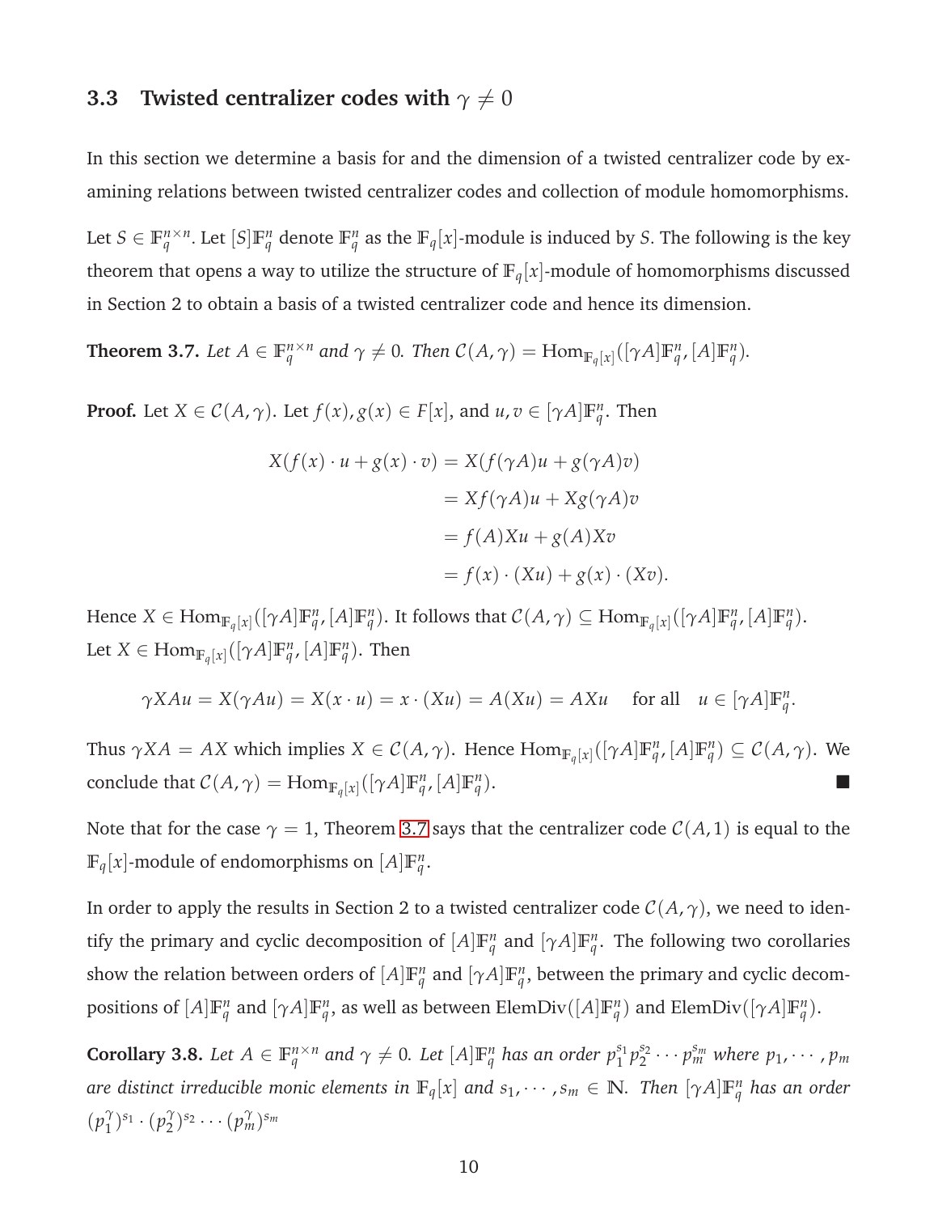### 3.3 Twisted centralizer codes with $\gamma \neq 0$

In this section we determine a basis for and the dimension of a twisted centralizer code by examining relations between twisted centralizer codes and collection of module homomorphisms.

Let $S \in \mathbb{F}_q^{n\times n}$. Let $[S]\mathbb{F}_q^n$ denote $\mathbb{F}_q^n$ as the $\mathbb{F}_q[x]$-module is induced by $S$. The following is the key theorem that opens a way to utilize the structure of $\mathbb{F}_q[x]$-module of homomorphisms discussed in Section 2 to obtain a basis of a twisted centralizer code and hence its dimension.

**Theorem 3.7.** *Let $A \in \mathbb{F}_q^{n\times n}$ and $\gamma \neq 0$. Then $\mathcal{C}(A,\gamma) = \mathrm{Hom}_{\mathbb{F}_q[x]}([\gamma A]\mathbb{F}_q^n, [A]\mathbb{F}_q^n)$.*

**Proof.** Let $X \in \mathcal{C}(A,\gamma)$. Let $f(x), g(x) \in F[x]$, and $u, v \in [\gamma A]\mathbb{F}_q^n$. Then

$$\begin{aligned} X(f(x)\cdot u + g(x)\cdot v) &= X(f(\gamma A)u + g(\gamma A)v) \\ &= Xf(\gamma A)u + Xg(\gamma A)v \\ &= f(A)Xu + g(A)Xv \\ &= f(x)\cdot(Xu) + g(x)\cdot(Xv). \end{aligned}$$

Hence $X \in \mathrm{Hom}_{\mathbb{F}_q[x]}([\gamma A]\mathbb{F}_q^n, [A]\mathbb{F}_q^n)$. It follows that $\mathcal{C}(A,\gamma) \subseteq \mathrm{Hom}_{\mathbb{F}_q[x]}([\gamma A]\mathbb{F}_q^n, [A]\mathbb{F}_q^n)$. Let $X \in \mathrm{Hom}_{\mathbb{F}_q[x]}([\gamma A]\mathbb{F}_q^n, [A]\mathbb{F}_q^n)$. Then

$$\gamma XAu = X(\gamma Au) = X(x\cdot u) = x\cdot(Xu) = A(Xu) = AXu \quad \text{for all} \quad u \in [\gamma A]\mathbb{F}_q^n.$$

Thus $\gamma XA = AX$ which implies $X \in \mathcal{C}(A,\gamma)$. Hence $\mathrm{Hom}_{\mathbb{F}_q[x]}([\gamma A]\mathbb{F}_q^n, [A]\mathbb{F}_q^n) \subseteq \mathcal{C}(A,\gamma)$. We conclude that $\mathcal{C}(A,\gamma) = \mathrm{Hom}_{\mathbb{F}_q[x]}([\gamma A]\mathbb{F}_q^n, [A]\mathbb{F}_q^n)$. ■

Note that for the case $\gamma = 1$, Theorem 3.7 says that the centralizer code $\mathcal{C}(A,1)$ is equal to the $\mathbb{F}_q[x]$-module of endomorphisms on $[A]\mathbb{F}_q^n$.

In order to apply the results in Section 2 to a twisted centralizer code $\mathcal{C}(A,\gamma)$, we need to identify the primary and cyclic decomposition of $[A]\mathbb{F}_q^n$ and $[\gamma A]\mathbb{F}_q^n$. The following two corollaries show the relation between orders of $[A]\mathbb{F}_q^n$ and $[\gamma A]\mathbb{F}_q^n$, between the primary and cyclic decompositions of $[A]\mathbb{F}_q^n$ and $[\gamma A]\mathbb{F}_q^n$, as well as between $\mathrm{ElemDiv}([A]\mathbb{F}_q^n)$ and $\mathrm{ElemDiv}([\gamma A]\mathbb{F}_q^n)$.

**Corollary 3.8.** *Let $A \in \mathbb{F}_q^{n\times n}$ and $\gamma \neq 0$. Let $[A]\mathbb{F}_q^n$ has an order $p_1^{s_1}p_2^{s_2}\cdots p_m^{s_m}$ where $p_1,\cdots,p_m$ are distinct irreducible monic elements in $\mathbb{F}_q[x]$ and $s_1,\cdots,s_m \in \mathbb{N}$. Then $[\gamma A]\mathbb{F}_q^n$ has an order $(p_1^{\gamma})^{s_1}\cdot(p_2^{\gamma})^{s_2}\cdots(p_m^{\gamma})^{s_m}$*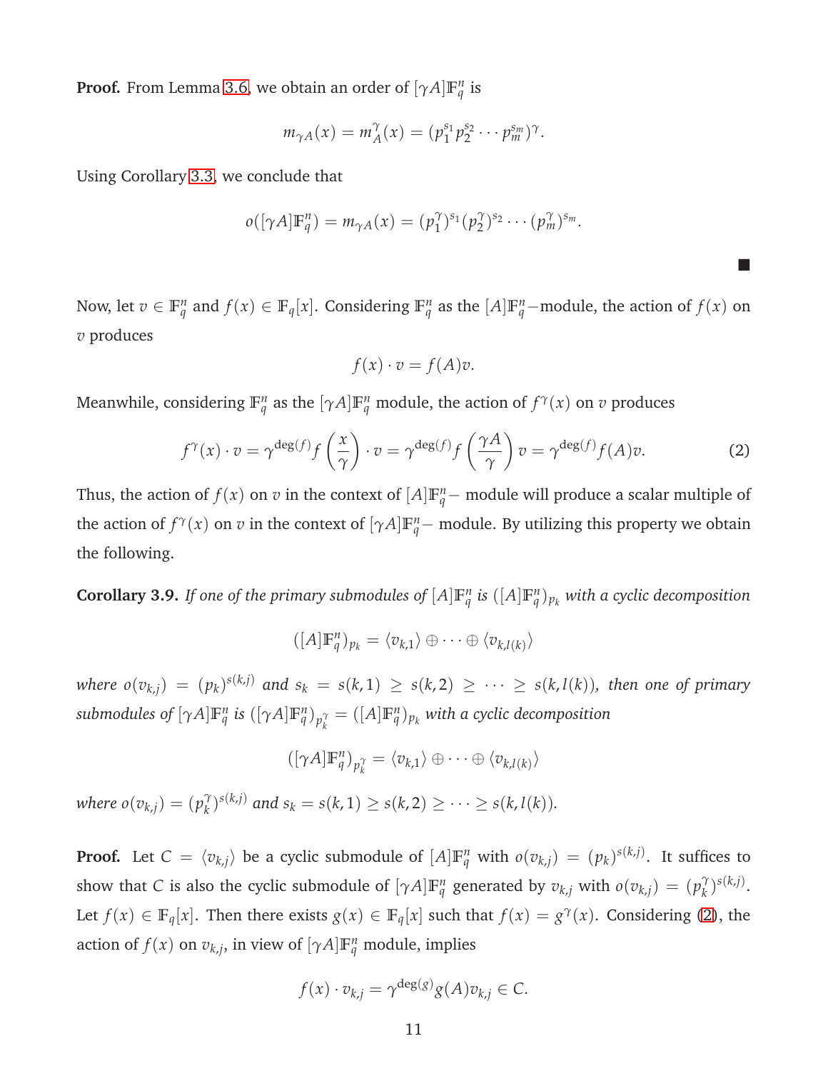**Proof.** From Lemma 3.6, we obtain an order of $[\gamma A]\mathbb{F}_q^n$ is

$$m_{\gamma A}(x) = m_A^{\gamma}(x) = (p_1^{s_1} p_2^{s_2} \cdots p_m^{s_m})^{\gamma}.$$

Using Corollary 3.3, we conclude that

$$o([\gamma A]\mathbb{F}_q^n) = m_{\gamma A}(x) = (p_1^{\gamma})^{s_1} (p_2^{\gamma})^{s_2} \cdots (p_m^{\gamma})^{s_m}.$$

■

Now, let $v \in \mathbb{F}_q^n$ and $f(x) \in \mathbb{F}_q[x]$. Considering $\mathbb{F}_q^n$ as the $[A]\mathbb{F}_q^n-$module, the action of $f(x)$ on $v$ produces

$$f(x) \cdot v = f(A)v.$$

Meanwhile, considering $\mathbb{F}_q^n$ as the $[\gamma A]\mathbb{F}_q^n$ module, the action of $f^{\gamma}(x)$ on $v$ produces

$$f^{\gamma}(x) \cdot v = \gamma^{\deg(f)} f\left(\frac{x}{\gamma}\right) \cdot v = \gamma^{\deg(f)} f\left(\frac{\gamma A}{\gamma}\right) v = \gamma^{\deg(f)} f(A)v. \tag{2}$$

Thus, the action of $f(x)$ on $v$ in the context of $[A]\mathbb{F}_q^n-$ module will produce a scalar multiple of the action of $f^{\gamma}(x)$ on $v$ in the context of $[\gamma A]\mathbb{F}_q^n-$ module. By utilizing this property we obtain the following.

**Corollary 3.9.** *If one of the primary submodules of $[A]\mathbb{F}_q^n$ is $([A]\mathbb{F}_q^n)_{p_k}$ with a cyclic decomposition*

$$([A]\mathbb{F}_q^n)_{p_k} = \langle v_{k,1} \rangle \oplus \cdots \oplus \langle v_{k,l(k)} \rangle$$

*where $o(v_{k,j}) = (p_k)^{s(k,j)}$ and $s_k = s(k,1) \geq s(k,2) \geq \cdots \geq s(k,l(k))$, then one of primary submodules of $[\gamma A]\mathbb{F}_q^n$ is $([\gamma A]\mathbb{F}_q^n)_{p_k^{\gamma}} = ([A]\mathbb{F}_q^n)_{p_k}$ with a cyclic decomposition*

$$([\gamma A]\mathbb{F}_q^n)_{p_k^{\gamma}} = \langle v_{k,1} \rangle \oplus \cdots \oplus \langle v_{k,l(k)} \rangle$$

*where $o(v_{k,j}) = (p_k^{\gamma})^{s(k,j)}$ and $s_k = s(k,1) \geq s(k,2) \geq \cdots \geq s(k,l(k))$.*

**Proof.** Let $C = \langle v_{k,j} \rangle$ be a cyclic submodule of $[A]\mathbb{F}_q^n$ with $o(v_{k,j}) = (p_k)^{s(k,j)}$. It suffices to show that $C$ is also the cyclic submodule of $[\gamma A]\mathbb{F}_q^n$ generated by $v_{k,j}$ with $o(v_{k,j}) = (p_k^{\gamma})^{s(k,j)}$. Let $f(x) \in \mathbb{F}_q[x]$. Then there exists $g(x) \in \mathbb{F}_q[x]$ such that $f(x) = g^{\gamma}(x)$. Considering (2), the action of $f(x)$ on $v_{k,j}$, in view of $[\gamma A]\mathbb{F}_q^n$ module, implies

$$f(x) \cdot v_{k,j} = \gamma^{\deg(g)} g(A) v_{k,j} \in C.$$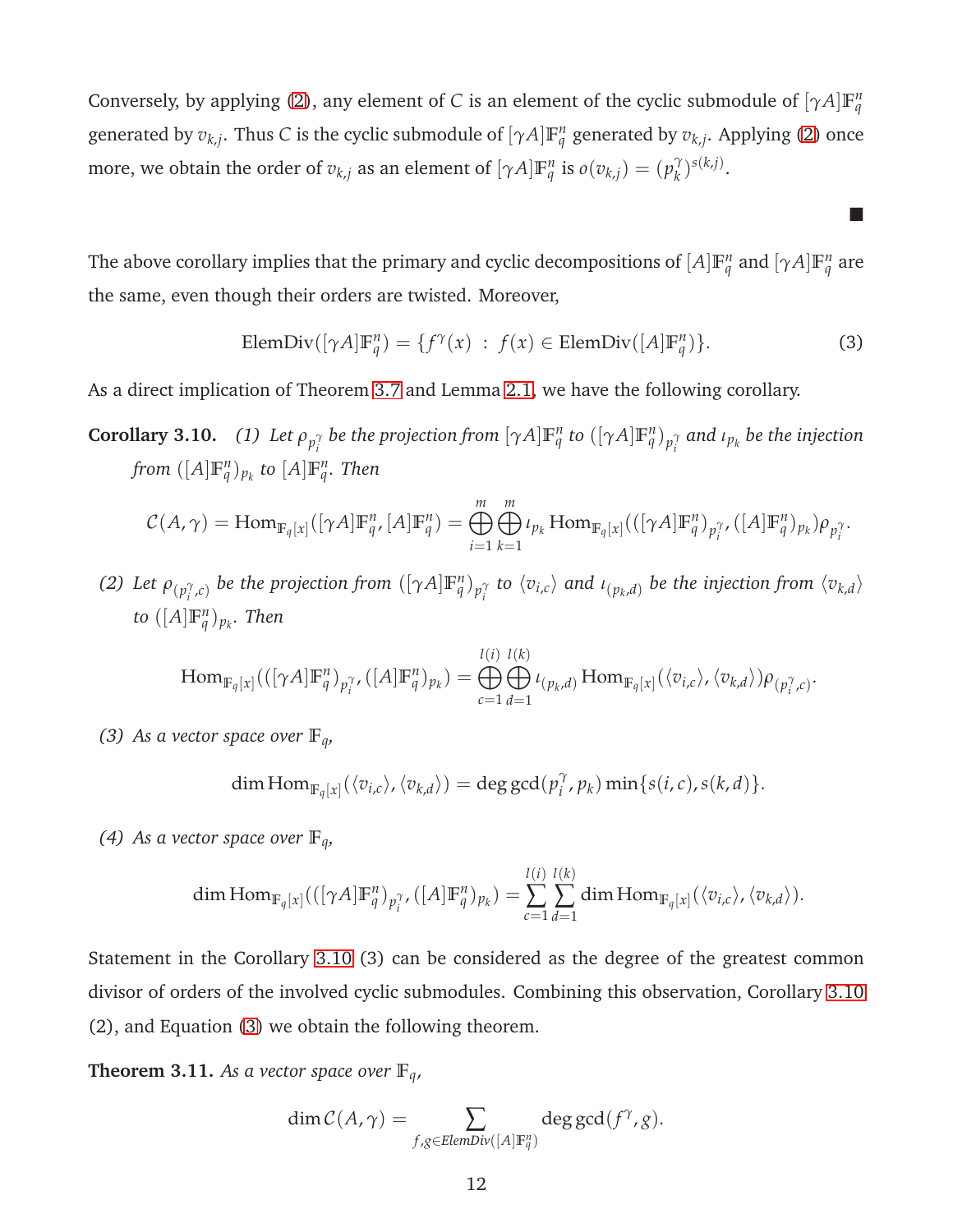Conversely, by applying (2), any element of $C$ is an element of the cyclic submodule of $[\gamma A]\mathbb{F}_q^n$ generated by $v_{k,j}$. Thus $C$ is the cyclic submodule of $[\gamma A]\mathbb{F}_q^n$ generated by $v_{k,j}$. Applying (2) once more, we obtain the order of $v_{k,j}$ as an element of $[\gamma A]\mathbb{F}_q^n$ is $o(v_{k,j}) = (p_k^\gamma)^{s(k,j)}$.

■

The above corollary implies that the primary and cyclic decompositions of $[A]\mathbb{F}_q^n$ and $[\gamma A]\mathbb{F}_q^n$ are the same, even though their orders are twisted. Moreover,

$$\text{ElemDiv}([\gamma A]\mathbb{F}_q^n) = \{f^\gamma(x) \;:\; f(x) \in \text{ElemDiv}([A]\mathbb{F}_q^n)\}. \tag{3}$$

As a direct implication of Theorem 3.7 and Lemma 2.1, we have the following corollary.

**Corollary 3.10.** *(1) Let $\rho_{p_i^\gamma}$ be the projection from $[\gamma A]\mathbb{F}_q^n$ to $([\gamma A]\mathbb{F}_q^n)_{p_i^\gamma}$ and $\iota_{p_k}$ be the injection from $([A]\mathbb{F}_q^n)_{p_k}$ to $[A]\mathbb{F}_q^n$. Then*

$$\mathcal{C}(A,\gamma) = \text{Hom}_{\mathbb{F}_q[x]}([\gamma A]\mathbb{F}_q^n, [A]\mathbb{F}_q^n) = \bigoplus_{i=1}^{m}\bigoplus_{k=1}^{m} \iota_{p_k} \text{Hom}_{\mathbb{F}_q[x]}(([\gamma A]\mathbb{F}_q^n)_{p_i^\gamma}, ([A]\mathbb{F}_q^n)_{p_k})\rho_{p_i^\gamma}.$$

*(2) Let $\rho_{(p_i^\gamma,c)}$ be the projection from $([\gamma A]\mathbb{F}_q^n)_{p_i^\gamma}$ to $\langle v_{i,c}\rangle$ and $\iota_{(p_k,d)}$ be the injection from $\langle v_{k,d}\rangle$ to $([A]\mathbb{F}_q^n)_{p_k}$. Then*

$$\text{Hom}_{\mathbb{F}_q[x]}(([\gamma A]\mathbb{F}_q^n)_{p_i^\gamma}, ([A]\mathbb{F}_q^n)_{p_k}) = \bigoplus_{c=1}^{l(i)}\bigoplus_{d=1}^{l(k)} \iota_{(p_k,d)} \text{Hom}_{\mathbb{F}_q[x]}(\langle v_{i,c}\rangle, \langle v_{k,d}\rangle)\rho_{(p_i^\gamma,c)}.$$

*(3) As a vector space over $\mathbb{F}_q$,*

$$\dim \text{Hom}_{\mathbb{F}_q[x]}(\langle v_{i,c}\rangle, \langle v_{k,d}\rangle) = \deg\gcd(p_i^\gamma, p_k)\min\{s(i,c), s(k,d)\}.$$

*(4) As a vector space over $\mathbb{F}_q$,*

$$\dim \text{Hom}_{\mathbb{F}_q[x]}(([\gamma A]\mathbb{F}_q^n)_{p_i^\gamma}, ([A]\mathbb{F}_q^n)_{p_k}) = \sum_{c=1}^{l(i)}\sum_{d=1}^{l(k)} \dim \text{Hom}_{\mathbb{F}_q[x]}(\langle v_{i,c}\rangle, \langle v_{k,d}\rangle).$$

Statement in the Corollary 3.10 (3) can be considered as the degree of the greatest common divisor of orders of the involved cyclic submodules. Combining this observation, Corollary 3.10 (2), and Equation (3) we obtain the following theorem.

**Theorem 3.11.** *As a vector space over $\mathbb{F}_q$,*

$$\dim \mathcal{C}(A,\gamma) = \sum_{f,g \in \mathit{ElemDiv}([A]\mathbb{F}_q^n)} \deg\gcd(f^\gamma, g).$$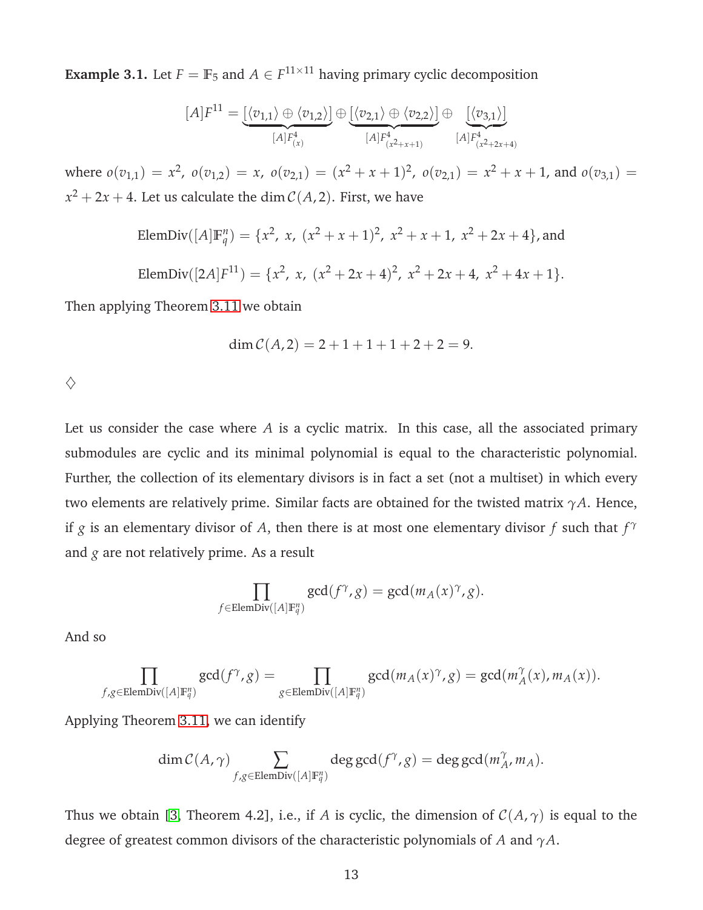**Example 3.1.** Let $F = \mathbb{F}_5$ and $A \in F^{11\times 11}$ having primary cyclic decomposition

$$[A]F^{11} = \underbrace{[\langle v_{1,1}\rangle \oplus \langle v_{1,2}\rangle]}_{[A]F^4_{(x)}} \oplus \underbrace{[\langle v_{2,1}\rangle \oplus \langle v_{2,2}\rangle]}_{[A]F^4_{(x^2+x+1)}} \oplus \underbrace{[\langle v_{3,1}\rangle]}_{[A]F^4_{(x^2+2x+4)}}$$

where $o(v_{1,1}) = x^2,\ o(v_{1,2}) = x,\ o(v_{2,1}) = (x^2+x+1)^2,\ o(v_{2,1}) = x^2+x+1$, and $o(v_{3,1}) = x^2+2x+4$. Let us calculate the $\dim \mathcal{C}(A,2)$. First, we have

$$\text{ElemDiv}([A]\mathbb{F}_q^n) = \{x^2,\ x,\ (x^2+x+1)^2,\ x^2+x+1,\ x^2+2x+4\}, \text{and}$$

$$\text{ElemDiv}([2A]F^{11}) = \{x^2,\ x,\ (x^2+2x+4)^2,\ x^2+2x+4,\ x^2+4x+1\}.$$

Then applying Theorem 3.11 we obtain

$$\dim \mathcal{C}(A,2) = 2+1+1+1+2+2 = 9.$$

♢

Let us consider the case where $A$ is a cyclic matrix. In this case, all the associated primary submodules are cyclic and its minimal polynomial is equal to the characteristic polynomial. Further, the collection of its elementary divisors is in fact a set (not a multiset) in which every two elements are relatively prime. Similar facts are obtained for the twisted matrix $\gamma A$. Hence, if $g$ is an elementary divisor of $A$, then there is at most one elementary divisor $f$ such that $f^\gamma$ and $g$ are not relatively prime. As a result

$$\prod_{f\in \text{ElemDiv}([A]\mathbb{F}_q^n)} \gcd(f^\gamma, g) = \gcd(m_A(x)^\gamma, g).$$

And so

$$\prod_{f,g\in \text{ElemDiv}([A]\mathbb{F}_q^n)} \gcd(f^\gamma, g) = \prod_{g\in \text{ElemDiv}([A]\mathbb{F}_q^n)} \gcd(m_A(x)^\gamma, g) = \gcd(m_A^\gamma(x), m_A(x)).$$

Applying Theorem 3.11, we can identify

$$\dim \mathcal{C}(A,\gamma) \sum_{f,g\in \text{ElemDiv}([A]\mathbb{F}_q^n)} \deg \gcd(f^\gamma, g) = \deg \gcd(m_A^\gamma, m_A).$$

Thus we obtain [3, Theorem 4.2], i.e., if $A$ is cyclic, the dimension of $\mathcal{C}(A,\gamma)$ is equal to the degree of greatest common divisors of the characteristic polynomials of $A$ and $\gamma A$.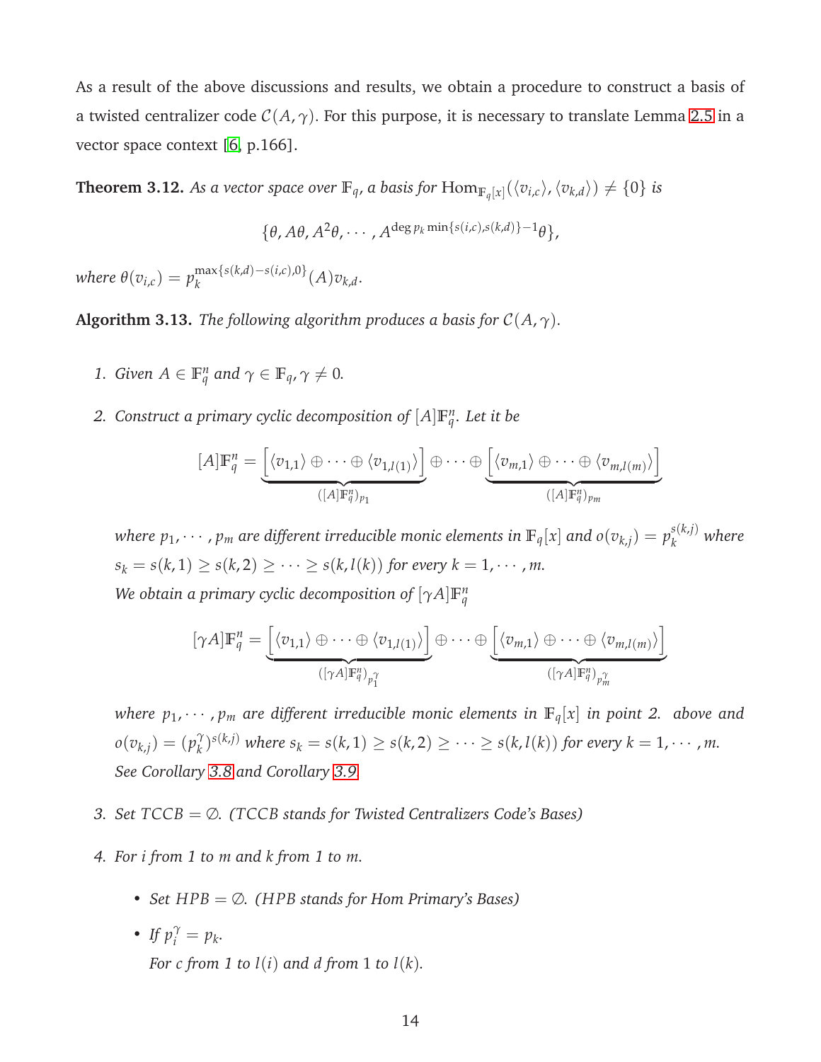As a result of the above discussions and results, we obtain a procedure to construct a basis of a twisted centralizer code $\mathcal{C}(A,\gamma)$. For this purpose, it is necessary to translate Lemma 2.5 in a vector space context [6, p.166].

**Theorem 3.12.** *As a vector space over $\mathbb{F}_q$, a basis for $\mathrm{Hom}_{\mathbb{F}_q[x]}(\langle v_{i,c}\rangle, \langle v_{k,d}\rangle) \neq \{0\}$ is*

$$\{\theta, A\theta, A^2\theta, \cdots, A^{\deg p_k \min\{s(i,c),s(k,d)\}-1}\theta\},$$

*where $\theta(v_{i,c}) = p_k^{\max\{s(k,d)-s(i,c),0\}}(A)v_{k,d}$.*

**Algorithm 3.13.** *The following algorithm produces a basis for $\mathcal{C}(A,\gamma)$.*

1. *Given $A \in \mathbb{F}_q^n$ and $\gamma \in \mathbb{F}_q, \gamma \neq 0$.*

2. *Construct a primary cyclic decomposition of $[A]\mathbb{F}_q^n$. Let it be*

$$[A]\mathbb{F}_q^n = \underbrace{\left[\langle v_{1,1}\rangle \oplus \cdots \oplus \langle v_{1,l(1)}\rangle\right]}_{([A]\mathbb{F}_q^n)_{p_1}} \oplus \cdots \oplus \underbrace{\left[\langle v_{m,1}\rangle \oplus \cdots \oplus \langle v_{m,l(m)}\rangle\right]}_{([A]\mathbb{F}_q^n)_{p_m}}$$

   *where $p_1, \cdots, p_m$ are different irreducible monic elements in $\mathbb{F}_q[x]$ and $o(v_{k,j}) = p_k^{s(k,j)}$ where $s_k = s(k,1) \geq s(k,2) \geq \cdots \geq s(k,l(k))$ for every $k = 1, \cdots, m$.*
   *We obtain a primary cyclic decomposition of $[\gamma A]\mathbb{F}_q^n$*

$$[\gamma A]\mathbb{F}_q^n = \underbrace{\left[\langle v_{1,1}\rangle \oplus \cdots \oplus \langle v_{1,l(1)}\rangle\right]}_{([\gamma A]\mathbb{F}_q^n)_{p_1^\gamma}} \oplus \cdots \oplus \underbrace{\left[\langle v_{m,1}\rangle \oplus \cdots \oplus \langle v_{m,l(m)}\rangle\right]}_{([\gamma A]\mathbb{F}_q^n)_{p_m^\gamma}}$$

   *where $p_1, \cdots, p_m$ are different irreducible monic elements in $\mathbb{F}_q[x]$ in point 2. above and $o(v_{k,j}) = (p_k^\gamma)^{s(k,j)}$ where $s_k = s(k,1) \geq s(k,2) \geq \cdots \geq s(k,l(k))$ for every $k = 1, \cdots, m$. See Corollary 3.8 and Corollary 3.9*

3. *Set $TCCB = \emptyset$. (TCCB stands for Twisted Centralizers Code's Bases)*

4. *For $i$ from 1 to $m$ and $k$ from 1 to $m$.*

   - *Set $HPB = \emptyset$. (HPB stands for Hom Primary's Bases)*
   - *If $p_i^\gamma = p_k$.*
     *For $c$ from 1 to $l(i)$ and $d$ from 1 to $l(k)$.*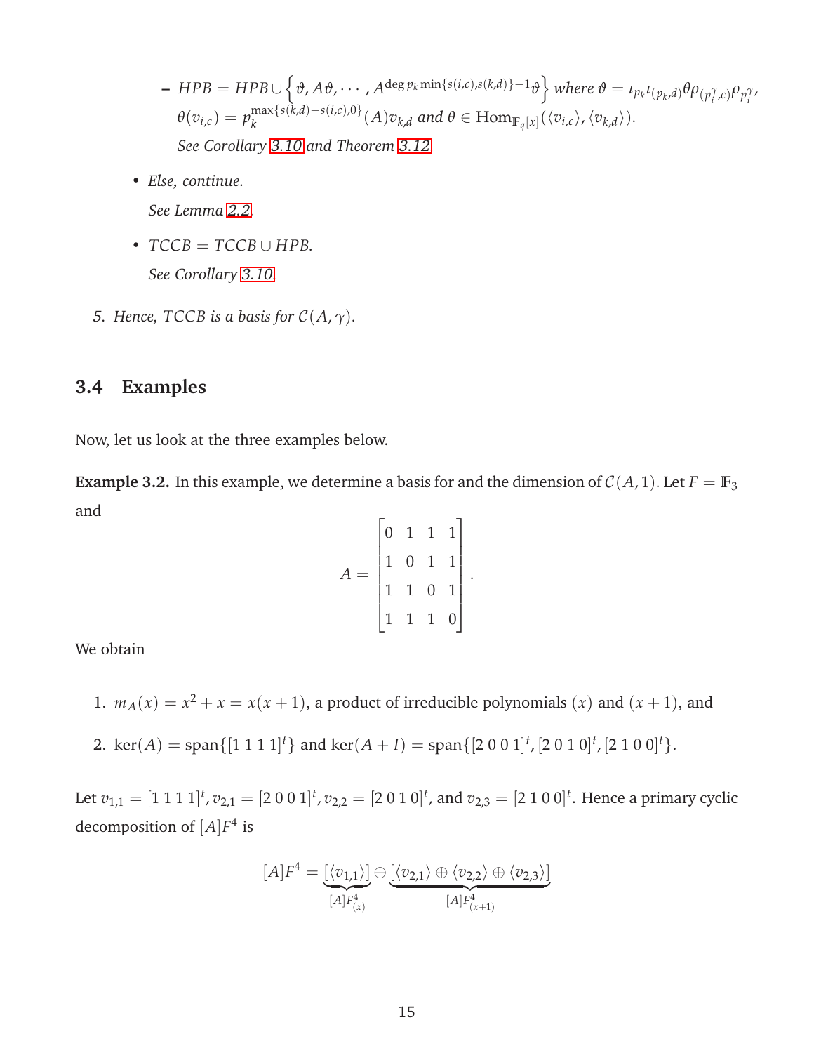- $HPB = HPB \cup \left\{ \vartheta, A\vartheta, \cdots, A^{\deg p_k \min\{s(i,c),s(k,d)\}-1}\vartheta \right\}$ where $\vartheta = \iota_{p_k}\iota_{(p_k,d)}\theta\rho_{(p_i^\gamma,c)}\rho_{p_i^\gamma}$, $\theta(v_{i,c}) = p_k^{\max\{s(k,d)-s(i,c),0\}}(A)v_{k,d}$ and $\theta \in \mathrm{Hom}_{\mathbb{F}_q[x]}(\langle v_{i,c}\rangle, \langle v_{k,d}\rangle)$.

     *See Corollary 3.10 and Theorem 3.12.*

- *Else, continue.*

  *See Lemma 2.2.*

- $TCCB = TCCB \cup HPB$.

  *See Corollary 3.10.*

5. *Hence, TCCB is a basis for $\mathcal{C}(A, \gamma)$.*

### 3.4 Examples

Now, let us look at the three examples below.

**Example 3.2.** In this example, we determine a basis for and the dimension of $\mathcal{C}(A, 1)$. Let $F = \mathbb{F}_3$ and

$$A = \begin{bmatrix} 0 & 1 & 1 & 1 \\ 1 & 0 & 1 & 1 \\ 1 & 1 & 0 & 1 \\ 1 & 1 & 1 & 0 \end{bmatrix}.$$

We obtain

1. $m_A(x) = x^2 + x = x(x+1)$, a product of irreducible polynomials $(x)$ and $(x+1)$, and
2. $\ker(A) = \mathrm{span}\{[1\ 1\ 1\ 1]^t\}$ and $\ker(A+I) = \mathrm{span}\{[2\ 0\ 0\ 1]^t, [2\ 0\ 1\ 0]^t, [2\ 1\ 0\ 0]^t\}$.

Let $v_{1,1} = [1\ 1\ 1\ 1]^t, v_{2,1} = [2\ 0\ 0\ 1]^t, v_{2,2} = [2\ 0\ 1\ 0]^t$, and $v_{2,3} = [2\ 1\ 0\ 0]^t$. Hence a primary cyclic decomposition of $[A]F^4$ is

$$[A]F^4 = \underbrace{[\langle v_{1,1}\rangle]}_{[A]F^4_{(x)}} \oplus \underbrace{[\langle v_{2,1}\rangle \oplus \langle v_{2,2}\rangle \oplus \langle v_{2,3}\rangle]}_{[A]F^4_{(x+1)}}$$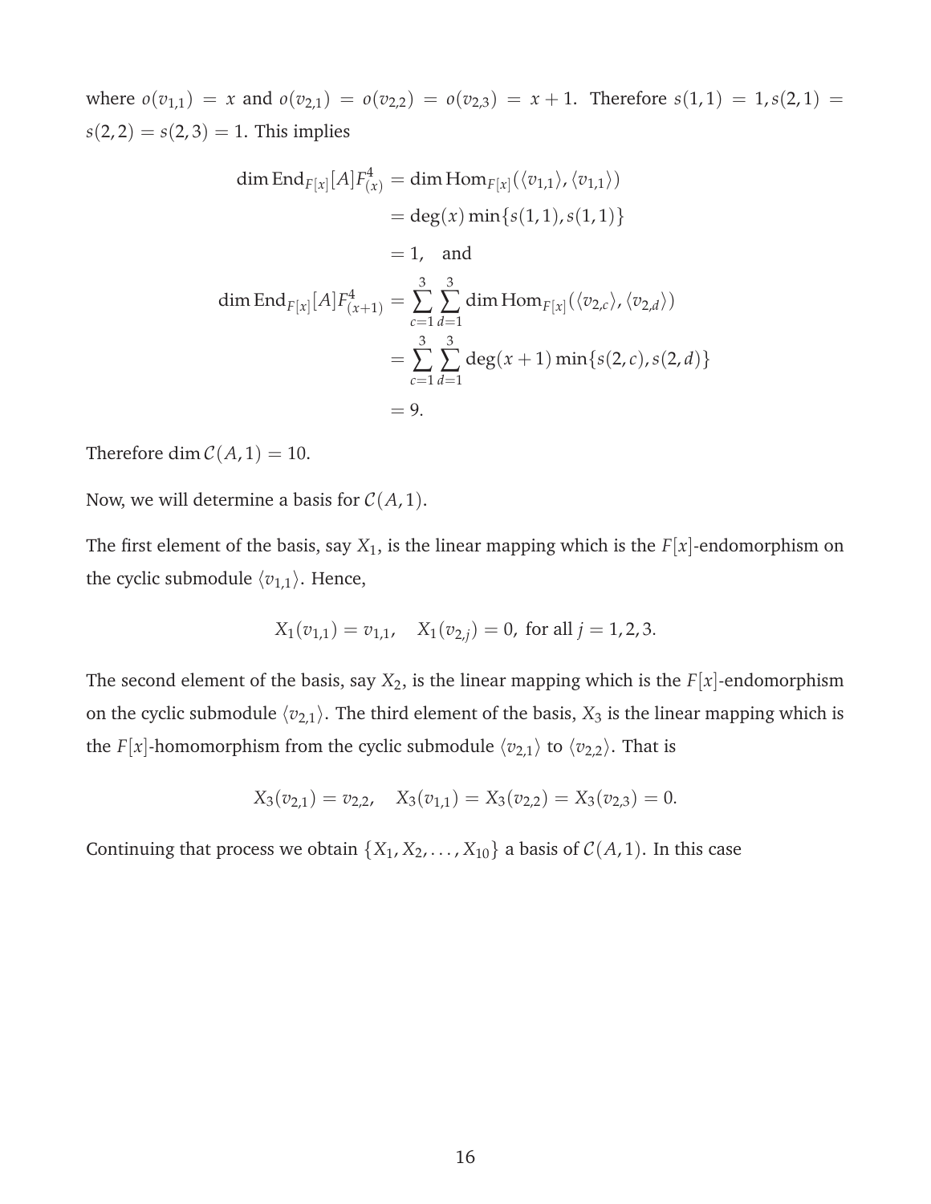where $o(v_{1,1}) = x$ and $o(v_{2,1}) = o(v_{2,2}) = o(v_{2,3}) = x+1$. Therefore $s(1,1) = 1, s(2,1) = s(2,2) = s(2,3) = 1$. This implies

$$
\begin{aligned}
\dim \operatorname{End}_{F[x]}[A]F^4_{(x)} &= \dim \operatorname{Hom}_{F[x]}(\langle v_{1,1}\rangle, \langle v_{1,1}\rangle) \\
&= \deg(x) \min\{s(1,1), s(1,1)\} \\
&= 1, \quad \text{and} \\
\dim \operatorname{End}_{F[x]}[A]F^4_{(x+1)} &= \sum_{c=1}^{3} \sum_{d=1}^{3} \dim \operatorname{Hom}_{F[x]}(\langle v_{2,c}\rangle, \langle v_{2,d}\rangle) \\
&= \sum_{c=1}^{3} \sum_{d=1}^{3} \deg(x+1) \min\{s(2,c), s(2,d)\} \\
&= 9.
\end{aligned}
$$

Therefore $\dim \mathcal{C}(A,1) = 10$.

Now, we will determine a basis for $\mathcal{C}(A,1)$.

The first element of the basis, say $X_1$, is the linear mapping which is the $F[x]$-endomorphism on the cyclic submodule $\langle v_{1,1}\rangle$. Hence,

$$X_1(v_{1,1}) = v_{1,1}, \quad X_1(v_{2,j}) = 0, \text{ for all } j = 1,2,3.$$

The second element of the basis, say $X_2$, is the linear mapping which is the $F[x]$-endomorphism on the cyclic submodule $\langle v_{2,1}\rangle$. The third element of the basis, $X_3$ is the linear mapping which is the $F[x]$-homomorphism from the cyclic submodule $\langle v_{2,1}\rangle$ to $\langle v_{2,2}\rangle$. That is

$$X_3(v_{2,1}) = v_{2,2}, \quad X_3(v_{1,1}) = X_3(v_{2,2}) = X_3(v_{2,3}) = 0.$$

Continuing that process we obtain $\{X_1, X_2, \ldots, X_{10}\}$ a basis of $\mathcal{C}(A,1)$. In this case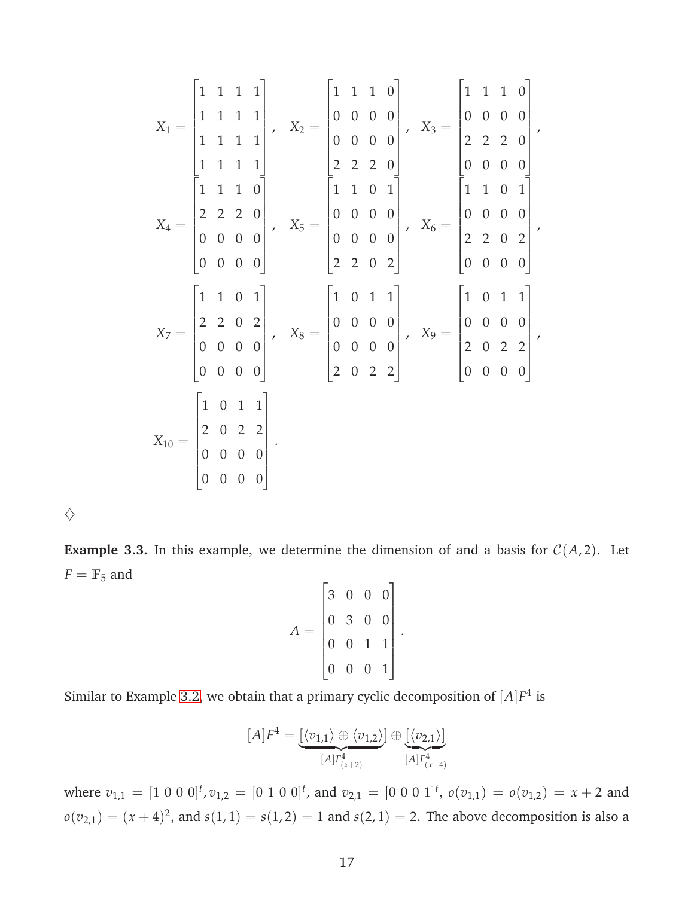$$X_1 = \begin{bmatrix} 1 & 1 & 1 & 1 \\ 1 & 1 & 1 & 1 \\ 1 & 1 & 1 & 1 \\ 1 & 1 & 1 & 1 \end{bmatrix}, \quad X_2 = \begin{bmatrix} 1 & 1 & 1 & 0 \\ 0 & 0 & 0 & 0 \\ 0 & 0 & 0 & 0 \\ 2 & 2 & 2 & 0 \end{bmatrix}, \quad X_3 = \begin{bmatrix} 1 & 1 & 1 & 0 \\ 0 & 0 & 0 & 0 \\ 2 & 2 & 2 & 0 \\ 0 & 0 & 0 & 0 \end{bmatrix},$$

$$X_4 = \begin{bmatrix} 1 & 1 & 1 & 0 \\ 2 & 2 & 2 & 0 \\ 0 & 0 & 0 & 0 \\ 0 & 0 & 0 & 0 \end{bmatrix}, \quad X_5 = \begin{bmatrix} 1 & 1 & 0 & 1 \\ 0 & 0 & 0 & 0 \\ 0 & 0 & 0 & 0 \\ 2 & 2 & 0 & 2 \end{bmatrix}, \quad X_6 = \begin{bmatrix} 1 & 1 & 0 & 1 \\ 0 & 0 & 0 & 0 \\ 2 & 2 & 0 & 2 \\ 0 & 0 & 0 & 0 \end{bmatrix},$$

$$X_7 = \begin{bmatrix} 1 & 1 & 0 & 1 \\ 2 & 2 & 0 & 2 \\ 0 & 0 & 0 & 0 \\ 0 & 0 & 0 & 0 \end{bmatrix}, \quad X_8 = \begin{bmatrix} 1 & 0 & 1 & 1 \\ 0 & 0 & 0 & 0 \\ 0 & 0 & 0 & 0 \\ 2 & 0 & 2 & 2 \end{bmatrix}, \quad X_9 = \begin{bmatrix} 1 & 0 & 1 & 1 \\ 0 & 0 & 0 & 0 \\ 2 & 0 & 2 & 2 \\ 0 & 0 & 0 & 0 \end{bmatrix},$$

$$X_{10} = \begin{bmatrix} 1 & 0 & 1 & 1 \\ 2 & 0 & 2 & 2 \\ 0 & 0 & 0 & 0 \\ 0 & 0 & 0 & 0 \end{bmatrix}.$$

$\diamondsuit$

**Example 3.3.** In this example, we determine the dimension of and a basis for $\mathcal{C}(A, 2)$. Let $F = \mathbb{F}_5$ and

$$A = \begin{bmatrix} 3 & 0 & 0 & 0 \\ 0 & 3 & 0 & 0 \\ 0 & 0 & 1 & 1 \\ 0 & 0 & 0 & 1 \end{bmatrix}.$$

Similar to Example 3.2, we obtain that a primary cyclic decomposition of $[A]F^4$ is

$$[A]F^4 = \underbrace{[\langle v_{1,1} \rangle \oplus \langle v_{1,2} \rangle]}_{[A]F^4_{(x+2)}} \oplus \underbrace{[\langle v_{2,1} \rangle]}_{[A]F^4_{(x+4)}}$$

where $v_{1,1} = [1\ 0\ 0\ 0]^t, v_{1,2} = [0\ 1\ 0\ 0]^t$, and $v_{2,1} = [0\ 0\ 0\ 1]^t$, $o(v_{1,1}) = o(v_{1,2}) = x + 2$ and $o(v_{2,1}) = (x + 4)^2$, and $s(1, 1) = s(1, 2) = 1$ and $s(2, 1) = 2$. The above decomposition is also a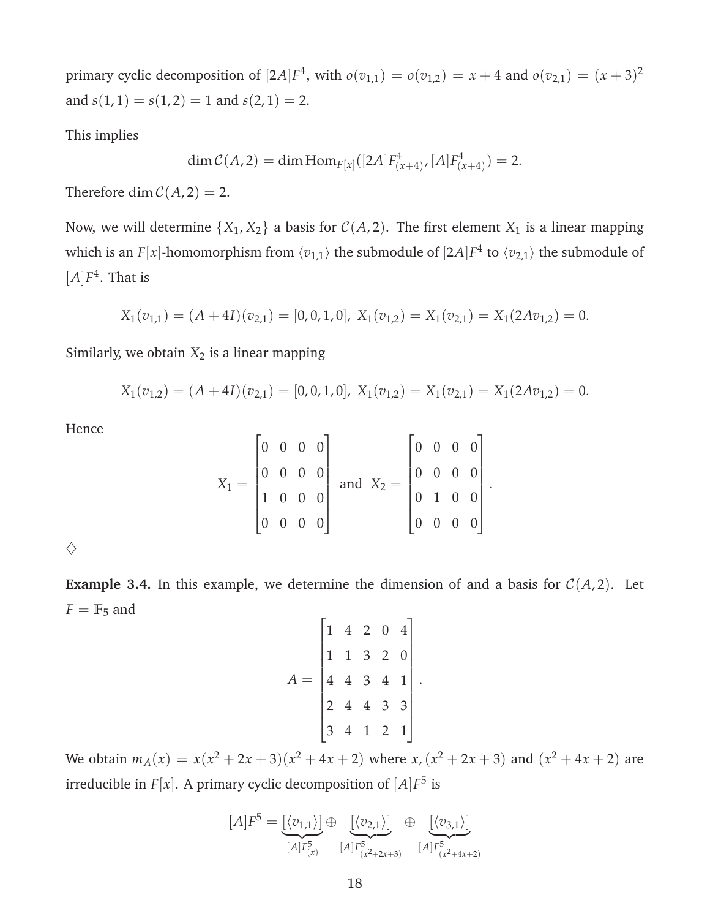primary cyclic decomposition of $[2A]F^4$, with $o(v_{1,1}) = o(v_{1,2}) = x+4$ and $o(v_{2,1}) = (x+3)^2$ and $s(1,1) = s(1,2) = 1$ and $s(2,1) = 2$.

This implies

$$\dim \mathcal{C}(A,2) = \dim \mathrm{Hom}_{F[x]}([2A]F^4_{(x+4)}, [A]F^4_{(x+4)}) = 2.$$

Therefore $\dim \mathcal{C}(A,2) = 2$.

Now, we will determine $\{X_1, X_2\}$ a basis for $\mathcal{C}(A,2)$. The first element $X_1$ is a linear mapping which is an $F[x]$-homomorphism from $\langle v_{1,1}\rangle$ the submodule of $[2A]F^4$ to $\langle v_{2,1}\rangle$ the submodule of $[A]F^4$. That is

$$X_1(v_{1,1}) = (A+4I)(v_{2,1}) = [0,0,1,0],\ X_1(v_{1,2}) = X_1(v_{2,1}) = X_1(2Av_{1,2}) = 0.$$

Similarly, we obtain $X_2$ is a linear mapping

$$X_1(v_{1,2}) = (A+4I)(v_{2,1}) = [0,0,1,0],\ X_1(v_{1,2}) = X_1(v_{2,1}) = X_1(2Av_{1,2}) = 0.$$

Hence

$$X_1 = \begin{bmatrix} 0 & 0 & 0 & 0 \\ 0 & 0 & 0 & 0 \\ 1 & 0 & 0 & 0 \\ 0 & 0 & 0 & 0 \end{bmatrix} \text{ and } X_2 = \begin{bmatrix} 0 & 0 & 0 & 0 \\ 0 & 0 & 0 & 0 \\ 0 & 1 & 0 & 0 \\ 0 & 0 & 0 & 0 \end{bmatrix}.$$

♢

**Example 3.4.** In this example, we determine the dimension of and a basis for $\mathcal{C}(A,2)$. Let $F = \mathbb{F}_5$ and

$$A = \begin{bmatrix} 1 & 4 & 2 & 0 & 4 \\ 1 & 1 & 3 & 2 & 0 \\ 4 & 4 & 3 & 4 & 1 \\ 2 & 4 & 4 & 3 & 3 \\ 3 & 4 & 1 & 2 & 1 \end{bmatrix}.$$

We obtain $m_A(x) = x(x^2+2x+3)(x^2+4x+2)$ where $x$, $(x^2+2x+3)$ and $(x^2+4x+2)$ are irreducible in $F[x]$. A primary cyclic decomposition of $[A]F^5$ is

$$[A]F^5 = \underbrace{[\langle v_{1,1}\rangle]}_{[A]F^5_{(x)}} \oplus \underbrace{[\langle v_{2,1}\rangle]}_{[A]F^5_{(x^2+2x+3)}} \oplus \underbrace{[\langle v_{3,1}\rangle]}_{[A]F^5_{(x^2+4x+2)}}$$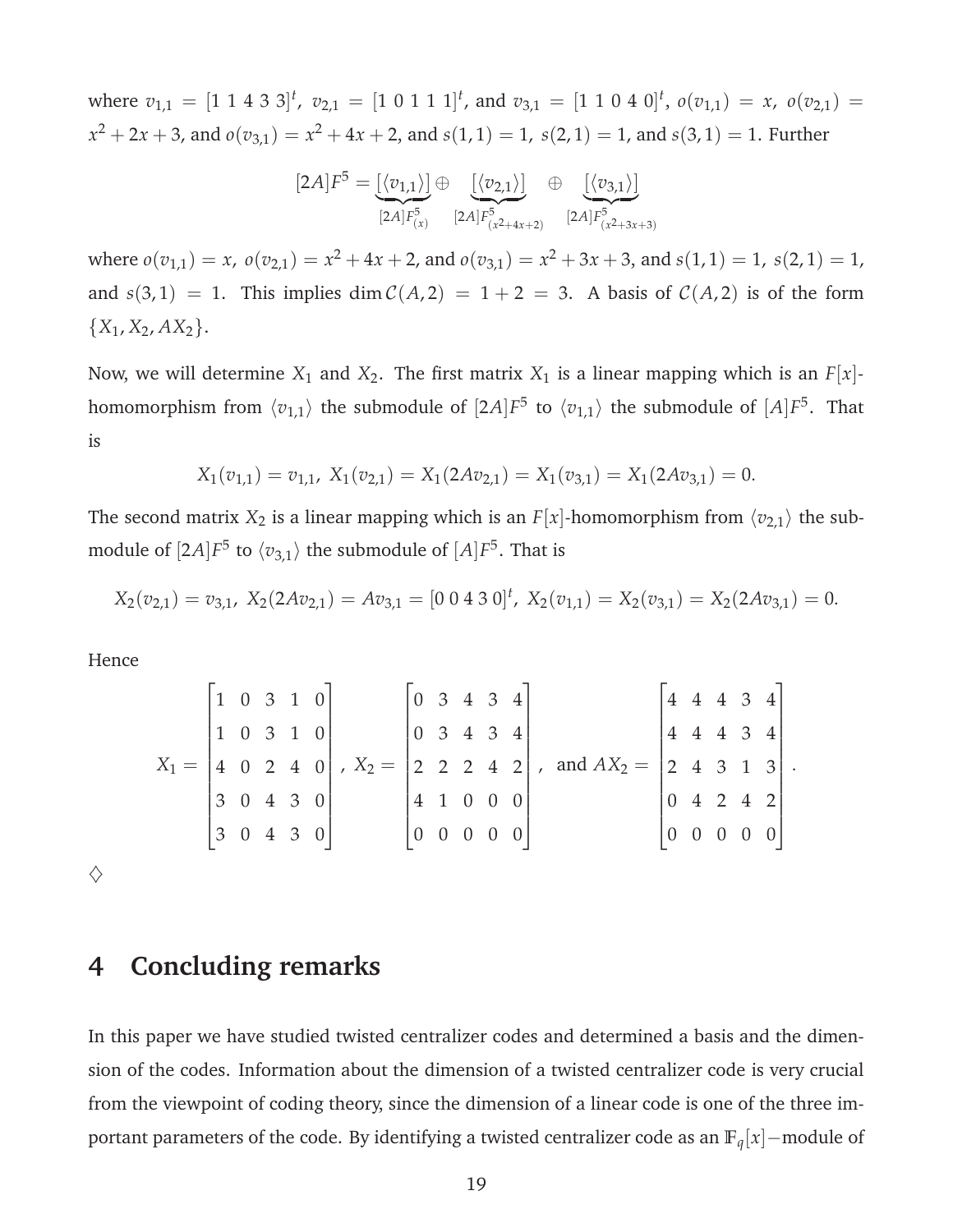where $v_{1,1} = [1\ 1\ 4\ 3\ 3]^t$, $v_{2,1} = [1\ 0\ 1\ 1\ 1]^t$, and $v_{3,1} = [1\ 1\ 0\ 4\ 0]^t$, $o(v_{1,1}) = x$, $o(v_{2,1}) = x^2 + 2x + 3$, and $o(v_{3,1}) = x^2 + 4x + 2$, and $s(1,1) = 1$, $s(2,1) = 1$, and $s(3,1) = 1$. Further

$$[2A]F^5 = \underbrace{[\langle v_{1,1}\rangle]}_{[2A]F^5_{(x)}} \oplus \underbrace{[\langle v_{2,1}\rangle]}_{[2A]F^5_{(x^2+4x+2)}} \oplus \underbrace{[\langle v_{3,1}\rangle]}_{[2A]F^5_{(x^2+3x+3)}}$$

where $o(v_{1,1}) = x$, $o(v_{2,1}) = x^2 + 4x + 2$, and $o(v_{3,1}) = x^2 + 3x + 3$, and $s(1,1) = 1$, $s(2,1) = 1$, and $s(3,1) = 1$. This implies $\dim \mathcal{C}(A,2) = 1 + 2 = 3$. A basis of $\mathcal{C}(A,2)$ is of the form $\{X_1, X_2, AX_2\}$.

Now, we will determine $X_1$ and $X_2$. The first matrix $X_1$ is a linear mapping which is an $F[x]$-homomorphism from $\langle v_{1,1}\rangle$ the submodule of $[2A]F^5$ to $\langle v_{1,1}\rangle$ the submodule of $[A]F^5$. That is

$$X_1(v_{1,1}) = v_{1,1},\ X_1(v_{2,1}) = X_1(2Av_{2,1}) = X_1(v_{3,1}) = X_1(2Av_{3,1}) = 0.$$

The second matrix $X_2$ is a linear mapping which is an $F[x]$-homomorphism from $\langle v_{2,1}\rangle$ the submodule of $[2A]F^5$ to $\langle v_{3,1}\rangle$ the submodule of $[A]F^5$. That is

$$X_2(v_{2,1}) = v_{3,1},\ X_2(2Av_{2,1}) = Av_{3,1} = [0\ 0\ 4\ 3\ 0]^t,\ X_2(v_{1,1}) = X_2(v_{3,1}) = X_2(2Av_{3,1}) = 0.$$

Hence

$$X_1 = \begin{bmatrix} 1 & 0 & 3 & 1 & 0 \\ 1 & 0 & 3 & 1 & 0 \\ 4 & 0 & 2 & 4 & 0 \\ 3 & 0 & 4 & 3 & 0 \\ 3 & 0 & 4 & 3 & 0 \end{bmatrix},\ X_2 = \begin{bmatrix} 0 & 3 & 4 & 3 & 4 \\ 0 & 3 & 4 & 3 & 4 \\ 2 & 2 & 2 & 4 & 2 \\ 4 & 1 & 0 & 0 & 0 \\ 0 & 0 & 0 & 0 & 0 \end{bmatrix},\ \text{and } AX_2 = \begin{bmatrix} 4 & 4 & 4 & 3 & 4 \\ 4 & 4 & 4 & 3 & 4 \\ 2 & 4 & 3 & 1 & 3 \\ 0 & 4 & 2 & 4 & 2 \\ 0 & 0 & 0 & 0 & 0 \end{bmatrix}.$$

$\diamondsuit$

## 4 Concluding remarks

In this paper we have studied twisted centralizer codes and determined a basis and the dimension of the codes. Information about the dimension of a twisted centralizer code is very crucial from the viewpoint of coding theory, since the dimension of a linear code is one of the three important parameters of the code. By identifying a twisted centralizer code as an $\mathbb{F}_q[x]-$module of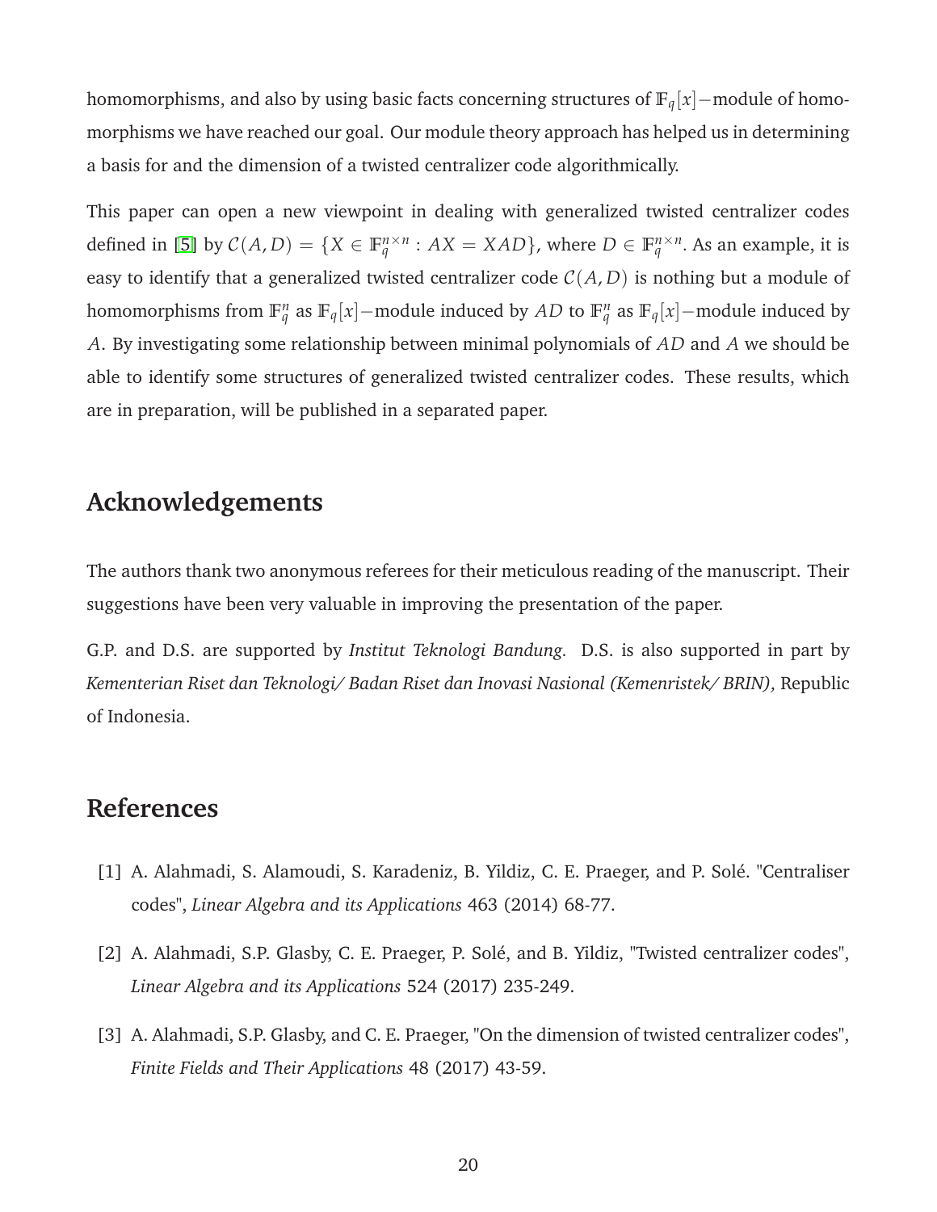homomorphisms, and also by using basic facts concerning structures of $\mathbb{F}_q[x]-$module of homomorphisms we have reached our goal. Our module theory approach has helped us in determining a basis for and the dimension of a twisted centralizer code algorithmically.

This paper can open a new viewpoint in dealing with generalized twisted centralizer codes defined in [5] by $\mathcal{C}(A, D) = \{X \in \mathbb{F}_q^{n\times n} : AX = XAD\}$, where $D \in \mathbb{F}_q^{n\times n}$. As an example, it is easy to identify that a generalized twisted centralizer code $\mathcal{C}(A, D)$ is nothing but a module of homomorphisms from $\mathbb{F}_q^n$ as $\mathbb{F}_q[x]-$module induced by $AD$ to $\mathbb{F}_q^n$ as $\mathbb{F}_q[x]-$module induced by $A$. By investigating some relationship between minimal polynomials of $AD$ and $A$ we should be able to identify some structures of generalized twisted centralizer codes. These results, which are in preparation, will be published in a separated paper.

## Acknowledgements

The authors thank two anonymous referees for their meticulous reading of the manuscript. Their suggestions have been very valuable in improving the presentation of the paper.

G.P. and D.S. are supported by *Institut Teknologi Bandung*. D.S. is also supported in part by *Kementerian Riset dan Teknologi/ Badan Riset dan Inovasi Nasional (Kemenristek/ BRIN),* Republic of Indonesia.

## References

[1] A. Alahmadi, S. Alamoudi, S. Karadeniz, B. Yildiz, C. E. Praeger, and P. Solé. "Centraliser codes", *Linear Algebra and its Applications* 463 (2014) 68-77.

[2] A. Alahmadi, S.P. Glasby, C. E. Praeger, P. Solé, and B. Yildiz, "Twisted centralizer codes", *Linear Algebra and its Applications* 524 (2017) 235-249.

[3] A. Alahmadi, S.P. Glasby, and C. E. Praeger, "On the dimension of twisted centralizer codes", *Finite Fields and Their Applications* 48 (2017) 43-59.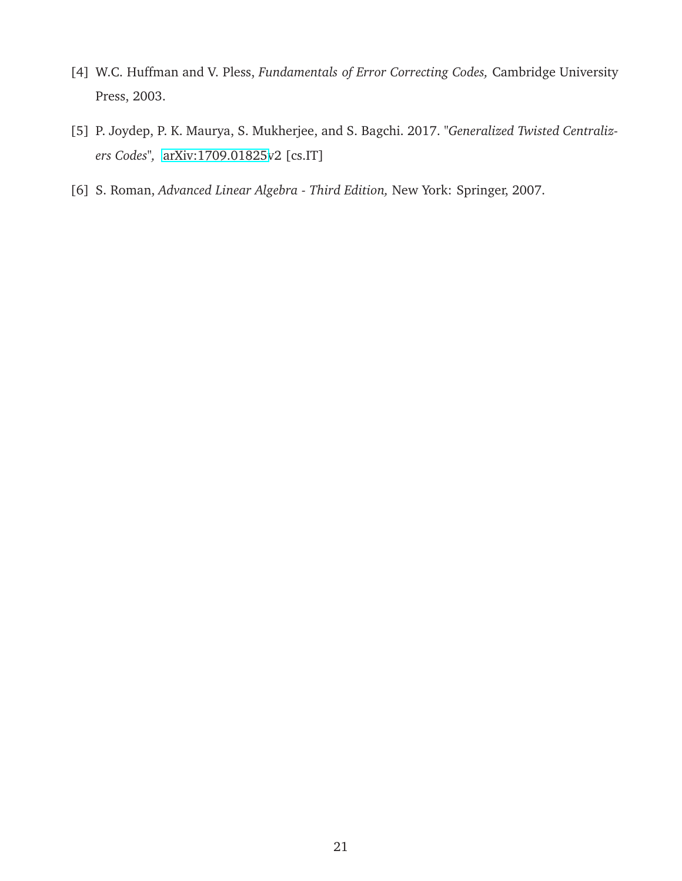[4] W.C. Huffman and V. Pless, *Fundamentals of Error Correcting Codes,* Cambridge University Press, 2003.

[5] P. Joydep, P. K. Maurya, S. Mukherjee, and S. Bagchi. 2017. "*Generalized Twisted Centralizers Codes*", arXiv:1709.01825v2 [cs.IT]

[6] S. Roman, *Advanced Linear Algebra - Third Edition,* New York: Springer, 2007.